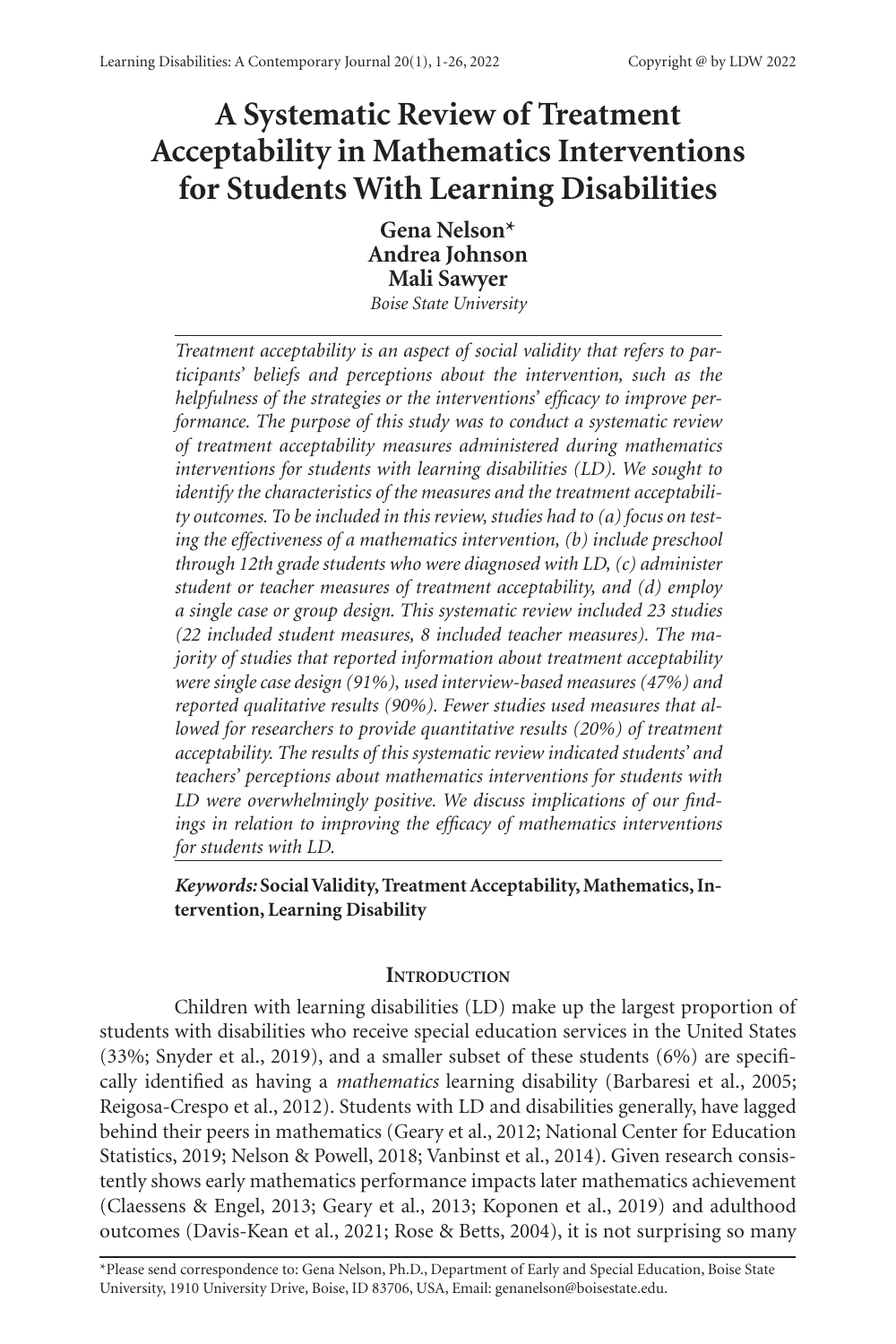# A Systematic Review of Treatment Acceptability in Mathematics Interventions for Students With Learning Disabilities

**Gena Nelson***
**Andrea Johnson**
**Mali Sawyer**
*Boise State University*

*Treatment acceptability is an aspect of social validity that refers to participants' beliefs and perceptions about the intervention, such as the helpfulness of the strategies or the interventions' efficacy to improve performance. The purpose of this study was to conduct a systematic review of treatment acceptability measures administered during mathematics interventions for students with learning disabilities (LD). We sought to identify the characteristics of the measures and the treatment acceptability outcomes. To be included in this review, studies had to (a) focus on testing the effectiveness of a mathematics intervention, (b) include preschool through 12th grade students who were diagnosed with LD, (c) administer student or teacher measures of treatment acceptability, and (d) employ a single case or group design. This systematic review included 23 studies (22 included student measures, 8 included teacher measures). The majority of studies that reported information about treatment acceptability were single case design (91%), used interview-based measures (47%) and reported qualitative results (90%). Fewer studies used measures that allowed for researchers to provide quantitative results (20%) of treatment acceptability. The results of this systematic review indicated students' and teachers' perceptions about mathematics interventions for students with LD were overwhelmingly positive. We discuss implications of our findings in relation to improving the efficacy of mathematics interventions for students with LD.*

***Keywords:*** **Social Validity, Treatment Acceptability, Mathematics, Intervention, Learning Disability**

## Introduction

Children with learning disabilities (LD) make up the largest proportion of students with disabilities who receive special education services in the United States (33%; Snyder et al., 2019), and a smaller subset of these students (6%) are specifically identified as having a *mathematics* learning disability (Barbaresi et al., 2005; Reigosa-Crespo et al., 2012). Students with LD and disabilities generally, have lagged behind their peers in mathematics (Geary et al., 2012; National Center for Education Statistics, 2019; Nelson & Powell, 2018; Vanbinst et al., 2014). Given research consistently shows early mathematics performance impacts later mathematics achievement (Claessens & Engel, 2013; Geary et al., 2013; Koponen et al., 2019) and adulthood outcomes (Davis-Kean et al., 2021; Rose & Betts, 2004), it is not surprising so many

*Please send correspondence to: Gena Nelson, Ph.D., Department of Early and Special Education, Boise State University, 1910 University Drive, Boise, ID 83706, USA, Email: genanelson@boisestate.edu.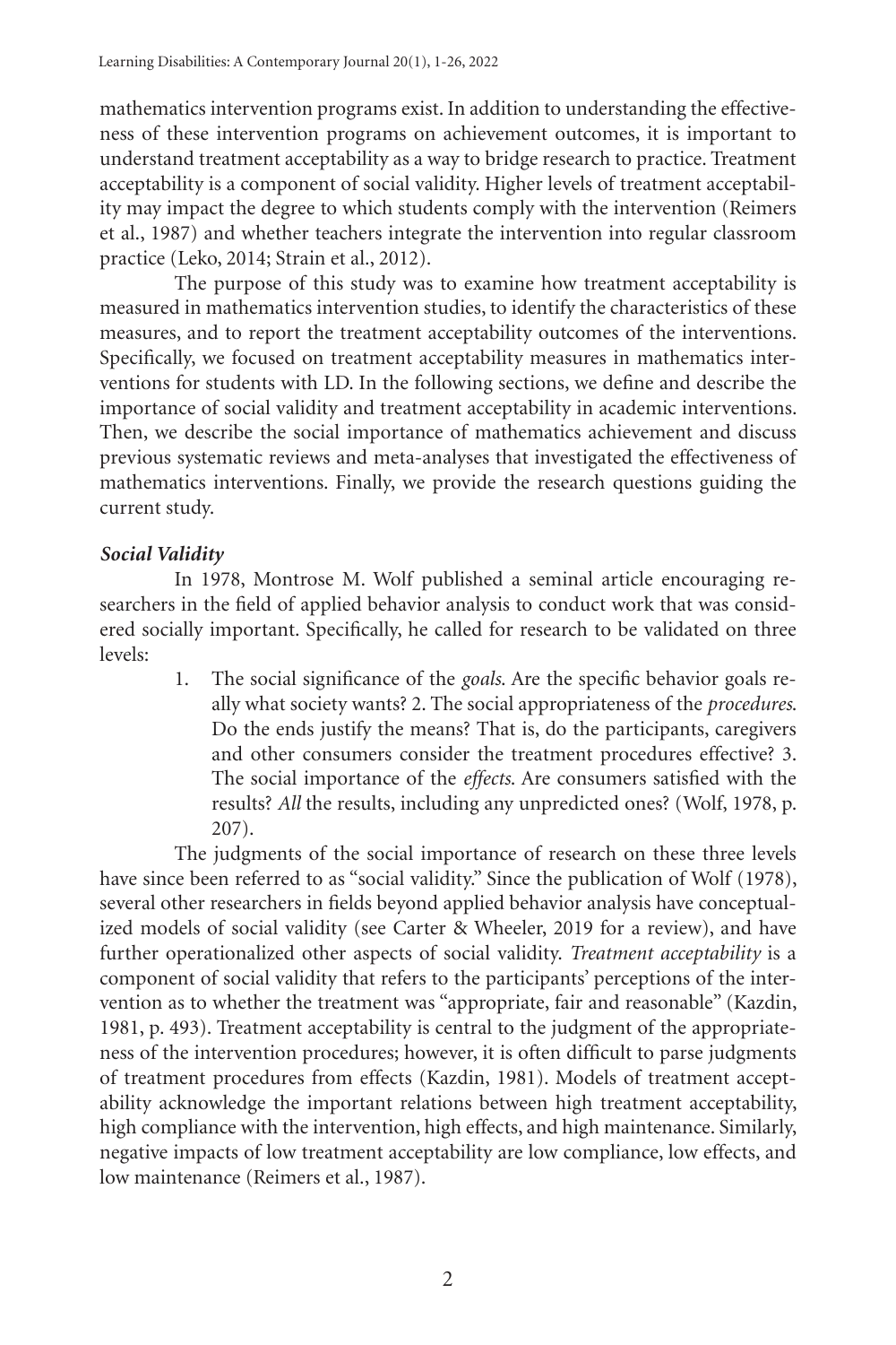mathematics intervention programs exist. In addition to understanding the effectiveness of these intervention programs on achievement outcomes, it is important to understand treatment acceptability as a way to bridge research to practice. Treatment acceptability is a component of social validity. Higher levels of treatment acceptability may impact the degree to which students comply with the intervention (Reimers et al., 1987) and whether teachers integrate the intervention into regular classroom practice (Leko, 2014; Strain et al., 2012).

The purpose of this study was to examine how treatment acceptability is measured in mathematics intervention studies, to identify the characteristics of these measures, and to report the treatment acceptability outcomes of the interventions. Specifically, we focused on treatment acceptability measures in mathematics interventions for students with LD. In the following sections, we define and describe the importance of social validity and treatment acceptability in academic interventions. Then, we describe the social importance of mathematics achievement and discuss previous systematic reviews and meta-analyses that investigated the effectiveness of mathematics interventions. Finally, we provide the research questions guiding the current study.

### *Social Validity*

In 1978, Montrose M. Wolf published a seminal article encouraging researchers in the field of applied behavior analysis to conduct work that was considered socially important. Specifically, he called for research to be validated on three levels:

> 1. The social significance of the *goals*. Are the specific behavior goals really what society wants? 2. The social appropriateness of the *procedures*. Do the ends justify the means? That is, do the participants, caregivers and other consumers consider the treatment procedures effective? 3. The social importance of the *effects*. Are consumers satisfied with the results? *All* the results, including any unpredicted ones? (Wolf, 1978, p. 207).

The judgments of the social importance of research on these three levels have since been referred to as "social validity." Since the publication of Wolf (1978), several other researchers in fields beyond applied behavior analysis have conceptualized models of social validity (see Carter & Wheeler, 2019 for a review), and have further operationalized other aspects of social validity. *Treatment acceptability* is a component of social validity that refers to the participants' perceptions of the intervention as to whether the treatment was "appropriate, fair and reasonable" (Kazdin, 1981, p. 493). Treatment acceptability is central to the judgment of the appropriateness of the intervention procedures; however, it is often difficult to parse judgments of treatment procedures from effects (Kazdin, 1981). Models of treatment acceptability acknowledge the important relations between high treatment acceptability, high compliance with the intervention, high effects, and high maintenance. Similarly, negative impacts of low treatment acceptability are low compliance, low effects, and low maintenance (Reimers et al., 1987).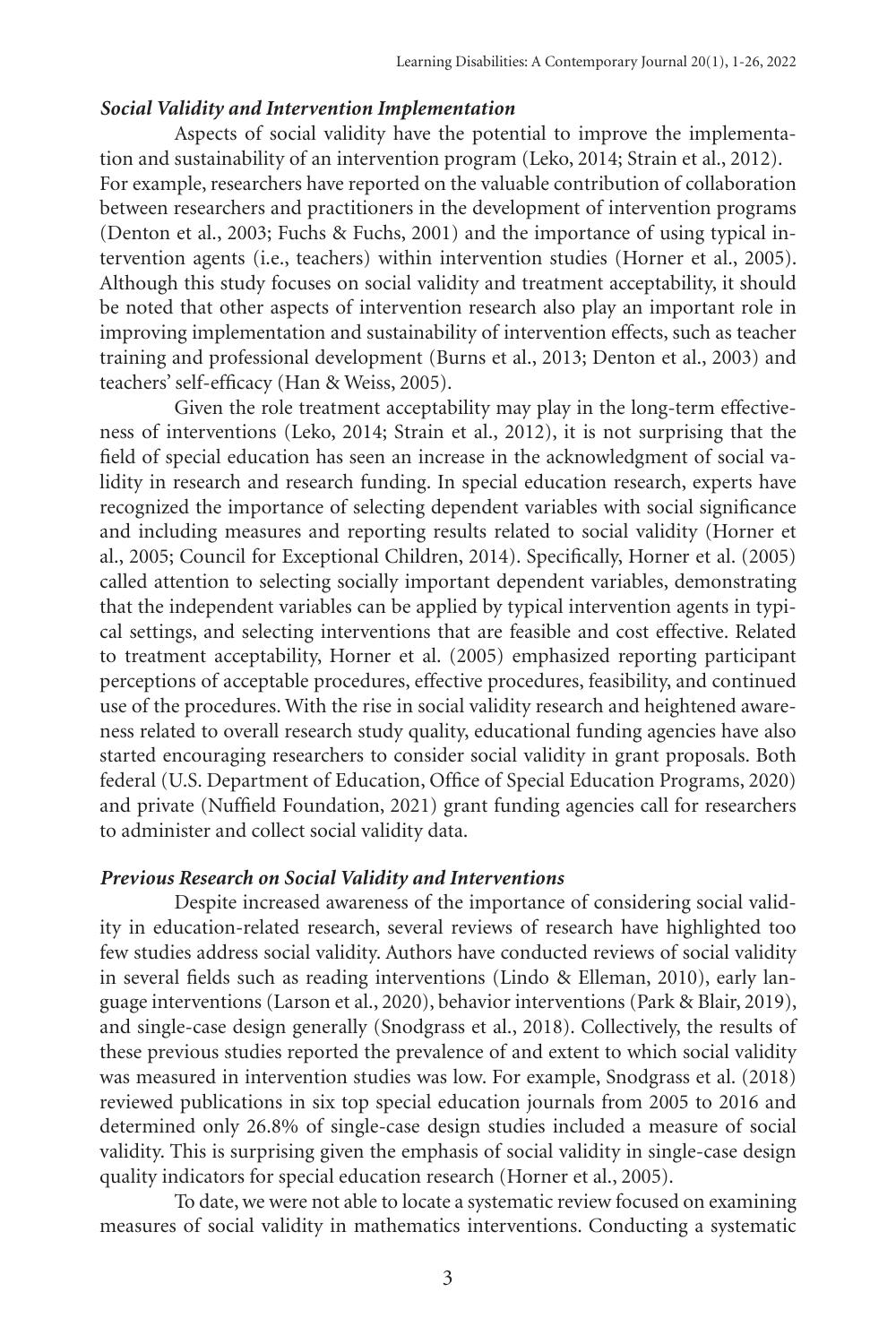### *Social Validity and Intervention Implementation*

Aspects of social validity have the potential to improve the implementation and sustainability of an intervention program (Leko, 2014; Strain et al., 2012). For example, researchers have reported on the valuable contribution of collaboration between researchers and practitioners in the development of intervention programs (Denton et al., 2003; Fuchs & Fuchs, 2001) and the importance of using typical intervention agents (i.e., teachers) within intervention studies (Horner et al., 2005). Although this study focuses on social validity and treatment acceptability, it should be noted that other aspects of intervention research also play an important role in improving implementation and sustainability of intervention effects, such as teacher training and professional development (Burns et al., 2013; Denton et al., 2003) and teachers' self-efficacy (Han & Weiss, 2005).

Given the role treatment acceptability may play in the long-term effectiveness of interventions (Leko, 2014; Strain et al., 2012), it is not surprising that the field of special education has seen an increase in the acknowledgment of social validity in research and research funding. In special education research, experts have recognized the importance of selecting dependent variables with social significance and including measures and reporting results related to social validity (Horner et al., 2005; Council for Exceptional Children, 2014). Specifically, Horner et al. (2005) called attention to selecting socially important dependent variables, demonstrating that the independent variables can be applied by typical intervention agents in typical settings, and selecting interventions that are feasible and cost effective. Related to treatment acceptability, Horner et al. (2005) emphasized reporting participant perceptions of acceptable procedures, effective procedures, feasibility, and continued use of the procedures. With the rise in social validity research and heightened awareness related to overall research study quality, educational funding agencies have also started encouraging researchers to consider social validity in grant proposals. Both federal (U.S. Department of Education, Office of Special Education Programs, 2020) and private (Nuffield Foundation, 2021) grant funding agencies call for researchers to administer and collect social validity data.

### *Previous Research on Social Validity and Interventions*

Despite increased awareness of the importance of considering social validity in education-related research, several reviews of research have highlighted too few studies address social validity. Authors have conducted reviews of social validity in several fields such as reading interventions (Lindo & Elleman, 2010), early language interventions (Larson et al., 2020), behavior interventions (Park & Blair, 2019), and single-case design generally (Snodgrass et al., 2018). Collectively, the results of these previous studies reported the prevalence of and extent to which social validity was measured in intervention studies was low. For example, Snodgrass et al. (2018) reviewed publications in six top special education journals from 2005 to 2016 and determined only 26.8% of single-case design studies included a measure of social validity. This is surprising given the emphasis of social validity in single-case design quality indicators for special education research (Horner et al., 2005).

To date, we were not able to locate a systematic review focused on examining measures of social validity in mathematics interventions. Conducting a systematic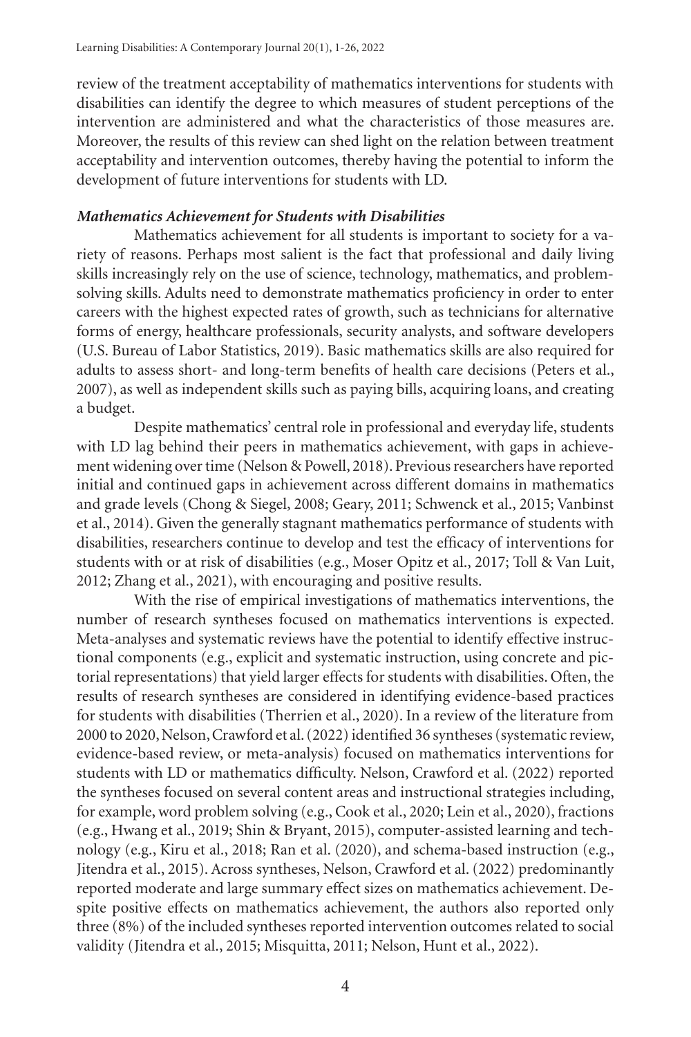review of the treatment acceptability of mathematics interventions for students with disabilities can identify the degree to which measures of student perceptions of the intervention are administered and what the characteristics of those measures are. Moreover, the results of this review can shed light on the relation between treatment acceptability and intervention outcomes, thereby having the potential to inform the development of future interventions for students with LD.

### *Mathematics Achievement for Students with Disabilities*

Mathematics achievement for all students is important to society for a variety of reasons. Perhaps most salient is the fact that professional and daily living skills increasingly rely on the use of science, technology, mathematics, and problem-solving skills. Adults need to demonstrate mathematics proficiency in order to enter careers with the highest expected rates of growth, such as technicians for alternative forms of energy, healthcare professionals, security analysts, and software developers (U.S. Bureau of Labor Statistics, 2019). Basic mathematics skills are also required for adults to assess short- and long-term benefits of health care decisions (Peters et al., 2007), as well as independent skills such as paying bills, acquiring loans, and creating a budget.

Despite mathematics' central role in professional and everyday life, students with LD lag behind their peers in mathematics achievement, with gaps in achievement widening over time (Nelson & Powell, 2018). Previous researchers have reported initial and continued gaps in achievement across different domains in mathematics and grade levels (Chong & Siegel, 2008; Geary, 2011; Schwenck et al., 2015; Vanbinst et al., 2014). Given the generally stagnant mathematics performance of students with disabilities, researchers continue to develop and test the efficacy of interventions for students with or at risk of disabilities (e.g., Moser Opitz et al., 2017; Toll & Van Luit, 2012; Zhang et al., 2021), with encouraging and positive results.

With the rise of empirical investigations of mathematics interventions, the number of research syntheses focused on mathematics interventions is expected. Meta-analyses and systematic reviews have the potential to identify effective instructional components (e.g., explicit and systematic instruction, using concrete and pictorial representations) that yield larger effects for students with disabilities. Often, the results of research syntheses are considered in identifying evidence-based practices for students with disabilities (Therrien et al., 2020). In a review of the literature from 2000 to 2020, Nelson, Crawford et al. (2022) identified 36 syntheses (systematic review, evidence-based review, or meta-analysis) focused on mathematics interventions for students with LD or mathematics difficulty. Nelson, Crawford et al. (2022) reported the syntheses focused on several content areas and instructional strategies including, for example, word problem solving (e.g., Cook et al., 2020; Lein et al., 2020), fractions (e.g., Hwang et al., 2019; Shin & Bryant, 2015), computer-assisted learning and technology (e.g., Kiru et al., 2018; Ran et al. (2020), and schema-based instruction (e.g., Jitendra et al., 2015). Across syntheses, Nelson, Crawford et al. (2022) predominantly reported moderate and large summary effect sizes on mathematics achievement. Despite positive effects on mathematics achievement, the authors also reported only three (8%) of the included syntheses reported intervention outcomes related to social validity (Jitendra et al., 2015; Misquitta, 2011; Nelson, Hunt et al., 2022).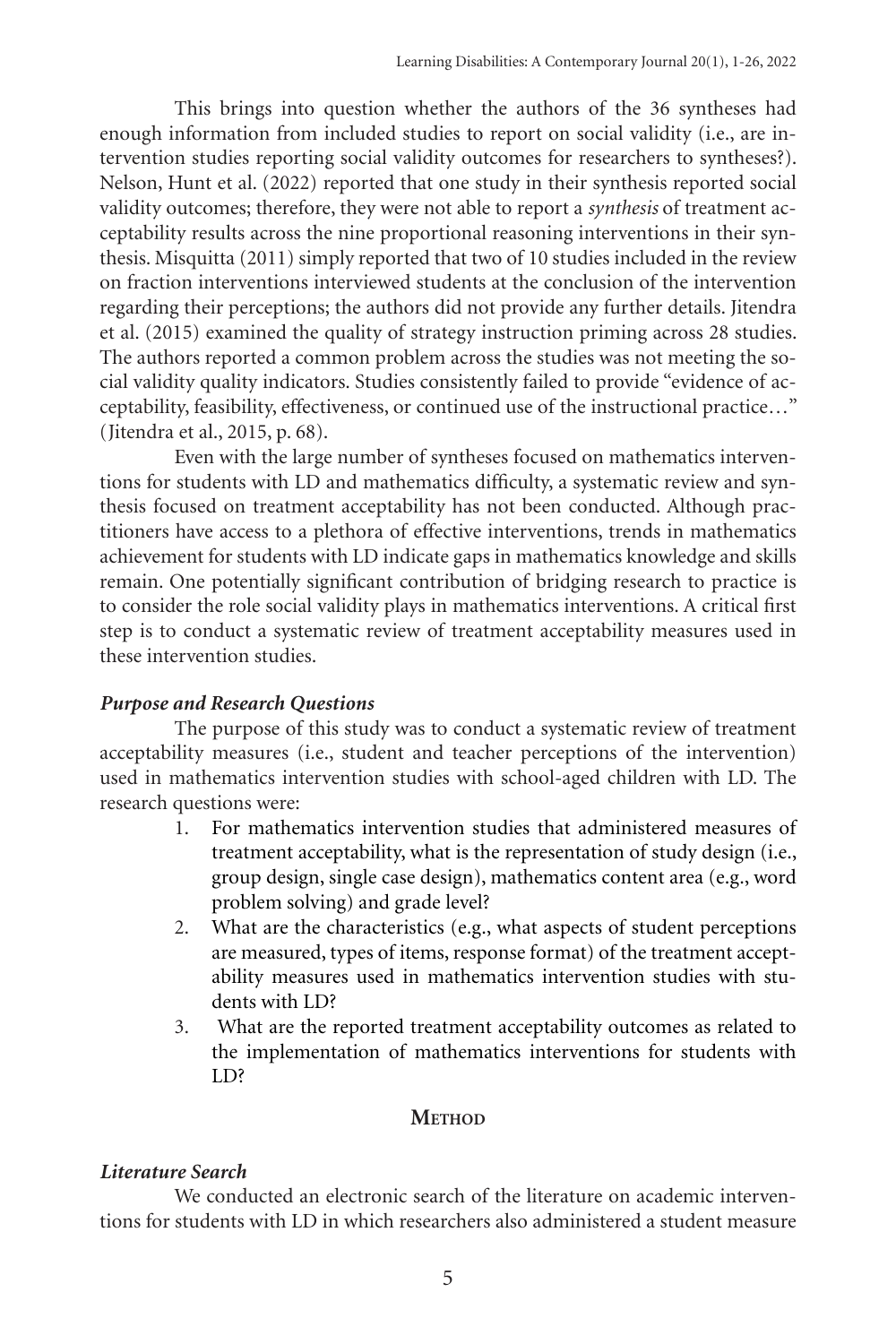This brings into question whether the authors of the 36 syntheses had enough information from included studies to report on social validity (i.e., are intervention studies reporting social validity outcomes for researchers to syntheses?). Nelson, Hunt et al. (2022) reported that one study in their synthesis reported social validity outcomes; therefore, they were not able to report a *synthesis* of treatment acceptability results across the nine proportional reasoning interventions in their synthesis. Misquitta (2011) simply reported that two of 10 studies included in the review on fraction interventions interviewed students at the conclusion of the intervention regarding their perceptions; the authors did not provide any further details. Jitendra et al. (2015) examined the quality of strategy instruction priming across 28 studies. The authors reported a common problem across the studies was not meeting the social validity quality indicators. Studies consistently failed to provide "evidence of acceptability, feasibility, effectiveness, or continued use of the instructional practice…" (Jitendra et al., 2015, p. 68).

Even with the large number of syntheses focused on mathematics interventions for students with LD and mathematics difficulty, a systematic review and synthesis focused on treatment acceptability has not been conducted. Although practitioners have access to a plethora of effective interventions, trends in mathematics achievement for students with LD indicate gaps in mathematics knowledge and skills remain. One potentially significant contribution of bridging research to practice is to consider the role social validity plays in mathematics interventions. A critical first step is to conduct a systematic review of treatment acceptability measures used in these intervention studies.

### *Purpose and Research Questions*

The purpose of this study was to conduct a systematic review of treatment acceptability measures (i.e., student and teacher perceptions of the intervention) used in mathematics intervention studies with school-aged children with LD. The research questions were:

1. For mathematics intervention studies that administered measures of treatment acceptability, what is the representation of study design (i.e., group design, single case design), mathematics content area (e.g., word problem solving) and grade level?
2. What are the characteristics (e.g., what aspects of student perceptions are measured, types of items, response format) of the treatment acceptability measures used in mathematics intervention studies with students with LD?
3. What are the reported treatment acceptability outcomes as related to the implementation of mathematics interventions for students with LD?

## Method

### *Literature Search*

We conducted an electronic search of the literature on academic interventions for students with LD in which researchers also administered a student measure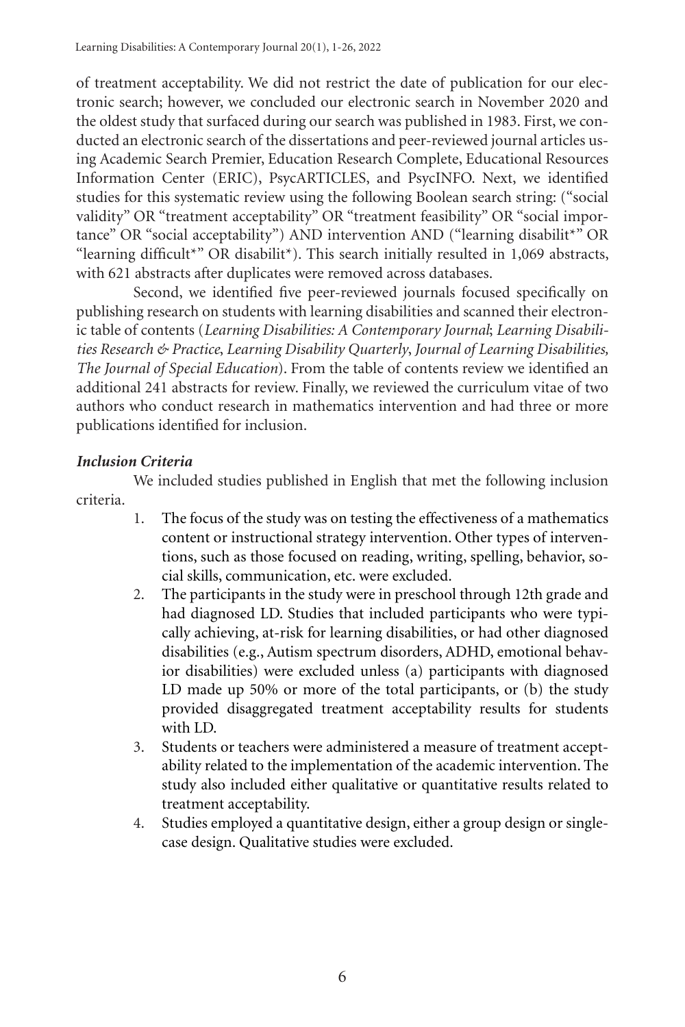of treatment acceptability. We did not restrict the date of publication for our electronic search; however, we concluded our electronic search in November 2020 and the oldest study that surfaced during our search was published in 1983. First, we conducted an electronic search of the dissertations and peer-reviewed journal articles using Academic Search Premier, Education Research Complete, Educational Resources Information Center (ERIC), PsycARTICLES, and PsycINFO. Next, we identified studies for this systematic review using the following Boolean search string: ("social validity" OR "treatment acceptability" OR "treatment feasibility" OR "social importance" OR "social acceptability") AND intervention AND ("learning disabilit*" OR "learning difficult*" OR disabilit*). This search initially resulted in 1,069 abstracts, with 621 abstracts after duplicates were removed across databases.

Second, we identified five peer-reviewed journals focused specifically on publishing research on students with learning disabilities and scanned their electronic table of contents (*Learning Disabilities: A Contemporary Journal*; *Learning Disabilities Research & Practice*, *Learning Disability Quarterly*, *Journal of Learning Disabilities, The Journal of Special Education*). From the table of contents review we identified an additional 241 abstracts for review. Finally, we reviewed the curriculum vitae of two authors who conduct research in mathematics intervention and had three or more publications identified for inclusion.

***Inclusion Criteria***

We included studies published in English that met the following inclusion criteria.

1. The focus of the study was on testing the effectiveness of a mathematics content or instructional strategy intervention. Other types of interventions, such as those focused on reading, writing, spelling, behavior, social skills, communication, etc. were excluded.
2. The participants in the study were in preschool through 12th grade and had diagnosed LD. Studies that included participants who were typically achieving, at-risk for learning disabilities, or had other diagnosed disabilities (e.g., Autism spectrum disorders, ADHD, emotional behavior disabilities) were excluded unless (a) participants with diagnosed LD made up 50% or more of the total participants, or (b) the study provided disaggregated treatment acceptability results for students with LD.
3. Students or teachers were administered a measure of treatment acceptability related to the implementation of the academic intervention. The study also included either qualitative or quantitative results related to treatment acceptability.
4. Studies employed a quantitative design, either a group design or single-case design. Qualitative studies were excluded.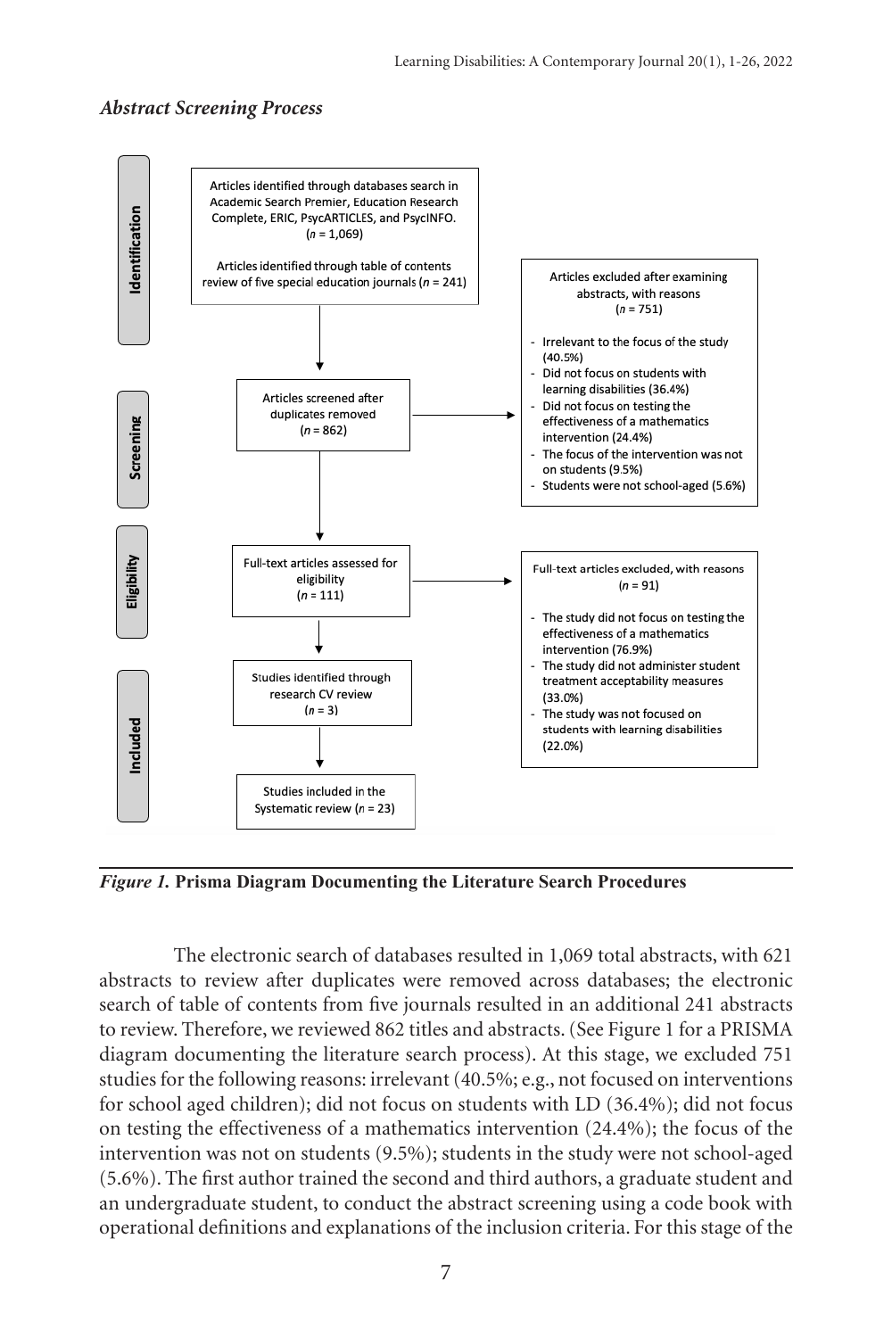### *Abstract Screening Process*

**Identification**

Articles identified through databases search in Academic Search Premier, Education Research Complete, ERIC, PsycARTICLES, and PsycINFO. ($n$ = 1,069)

Articles identified through table of contents review of five special education journals ($n$ = 241)

**Screening**

Articles screened after duplicates removed ($n$ = 862)

Articles excluded after examining abstracts, with reasons ($n$ = 751)

- Irrelevant to the focus of the study (40.5%)
- Did not focus on students with learning disabilities (36.4%)
- Did not focus on testing the effectiveness of a mathematics intervention (24.4%)
- The focus of the intervention was not on students (9.5%)
- Students were not school-aged (5.6%)

**Eligibility**

Full-text articles assessed for eligibility ($n$ = 111)

Full-text articles excluded, with reasons ($n$ = 91)

- The study did not focus on testing the effectiveness of a mathematics intervention (76.9%)
- The study did not administer student treatment acceptability measures (33.0%)
- The study was not focused on students with learning disabilities (22.0%)

**Included**

Studies identified through research CV review ($n$ = 3)

Studies included in the Systematic review ($n$ = 23)

*Figure 1.* **Prisma Diagram Documenting the Literature Search Procedures**

The electronic search of databases resulted in 1,069 total abstracts, with 621 abstracts to review after duplicates were removed across databases; the electronic search of table of contents from five journals resulted in an additional 241 abstracts to review. Therefore, we reviewed 862 titles and abstracts. (See Figure 1 for a PRISMA diagram documenting the literature search process). At this stage, we excluded 751 studies for the following reasons: irrelevant (40.5%; e.g., not focused on interventions for school aged children); did not focus on students with LD (36.4%); did not focus on testing the effectiveness of a mathematics intervention (24.4%); the focus of the intervention was not on students (9.5%); students in the study were not school-aged (5.6%). The first author trained the second and third authors, a graduate student and an undergraduate student, to conduct the abstract screening using a code book with operational definitions and explanations of the inclusion criteria. For this stage of the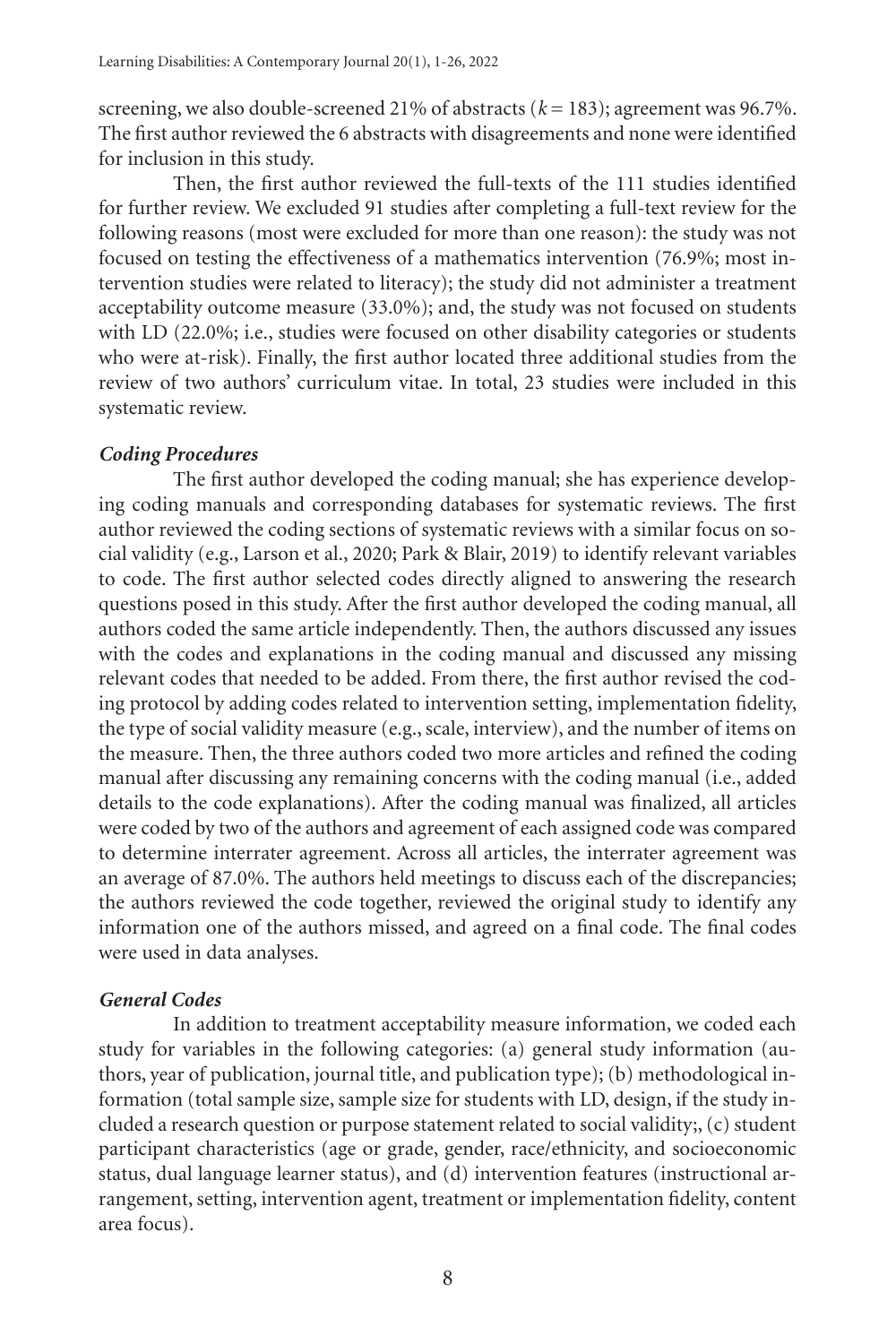screening, we also double-screened 21% of abstracts ($k = 183$); agreement was 96.7%. The first author reviewed the 6 abstracts with disagreements and none were identified for inclusion in this study.

Then, the first author reviewed the full-texts of the 111 studies identified for further review. We excluded 91 studies after completing a full-text review for the following reasons (most were excluded for more than one reason): the study was not focused on testing the effectiveness of a mathematics intervention (76.9%; most intervention studies were related to literacy); the study did not administer a treatment acceptability outcome measure (33.0%); and, the study was not focused on students with LD (22.0%; i.e., studies were focused on other disability categories or students who were at-risk). Finally, the first author located three additional studies from the review of two authors' curriculum vitae. In total, 23 studies were included in this systematic review.

### *Coding Procedures*

The first author developed the coding manual; she has experience developing coding manuals and corresponding databases for systematic reviews. The first author reviewed the coding sections of systematic reviews with a similar focus on social validity (e.g., Larson et al., 2020; Park & Blair, 2019) to identify relevant variables to code. The first author selected codes directly aligned to answering the research questions posed in this study. After the first author developed the coding manual, all authors coded the same article independently. Then, the authors discussed any issues with the codes and explanations in the coding manual and discussed any missing relevant codes that needed to be added. From there, the first author revised the coding protocol by adding codes related to intervention setting, implementation fidelity, the type of social validity measure (e.g., scale, interview), and the number of items on the measure. Then, the three authors coded two more articles and refined the coding manual after discussing any remaining concerns with the coding manual (i.e., added details to the code explanations). After the coding manual was finalized, all articles were coded by two of the authors and agreement of each assigned code was compared to determine interrater agreement. Across all articles, the interrater agreement was an average of 87.0%. The authors held meetings to discuss each of the discrepancies; the authors reviewed the code together, reviewed the original study to identify any information one of the authors missed, and agreed on a final code. The final codes were used in data analyses.

### *General Codes*

In addition to treatment acceptability measure information, we coded each study for variables in the following categories: (a) general study information (authors, year of publication, journal title, and publication type); (b) methodological information (total sample size, sample size for students with LD, design, if the study included a research question or purpose statement related to social validity;, (c) student participant characteristics (age or grade, gender, race/ethnicity, and socioeconomic status, dual language learner status), and (d) intervention features (instructional arrangement, setting, intervention agent, treatment or implementation fidelity, content area focus).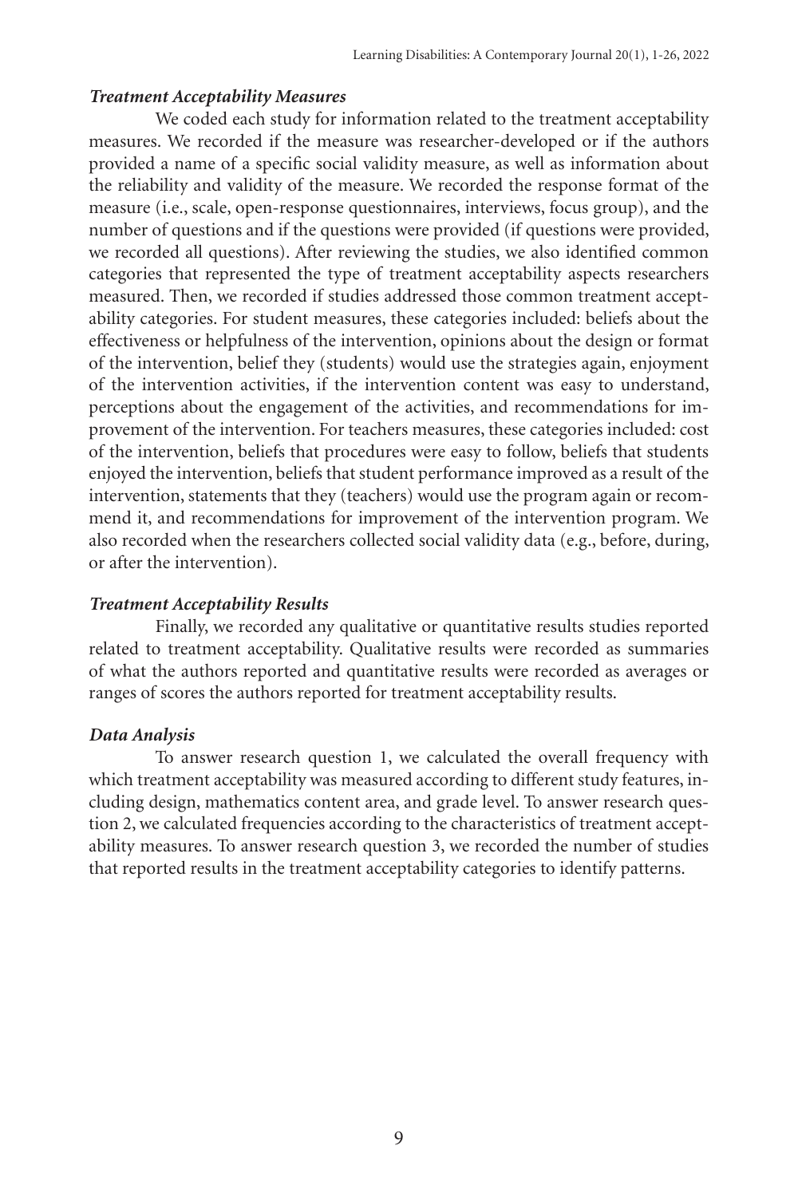### *Treatment Acceptability Measures*

We coded each study for information related to the treatment acceptability measures. We recorded if the measure was researcher-developed or if the authors provided a name of a specific social validity measure, as well as information about the reliability and validity of the measure. We recorded the response format of the measure (i.e., scale, open-response questionnaires, interviews, focus group), and the number of questions and if the questions were provided (if questions were provided, we recorded all questions). After reviewing the studies, we also identified common categories that represented the type of treatment acceptability aspects researchers measured. Then, we recorded if studies addressed those common treatment acceptability categories. For student measures, these categories included: beliefs about the effectiveness or helpfulness of the intervention, opinions about the design or format of the intervention, belief they (students) would use the strategies again, enjoyment of the intervention activities, if the intervention content was easy to understand, perceptions about the engagement of the activities, and recommendations for improvement of the intervention. For teachers measures, these categories included: cost of the intervention, beliefs that procedures were easy to follow, beliefs that students enjoyed the intervention, beliefs that student performance improved as a result of the intervention, statements that they (teachers) would use the program again or recommend it, and recommendations for improvement of the intervention program. We also recorded when the researchers collected social validity data (e.g., before, during, or after the intervention).

### *Treatment Acceptability Results*

Finally, we recorded any qualitative or quantitative results studies reported related to treatment acceptability. Qualitative results were recorded as summaries of what the authors reported and quantitative results were recorded as averages or ranges of scores the authors reported for treatment acceptability results.

### *Data Analysis*

To answer research question 1, we calculated the overall frequency with which treatment acceptability was measured according to different study features, including design, mathematics content area, and grade level. To answer research question 2, we calculated frequencies according to the characteristics of treatment acceptability measures. To answer research question 3, we recorded the number of studies that reported results in the treatment acceptability categories to identify patterns.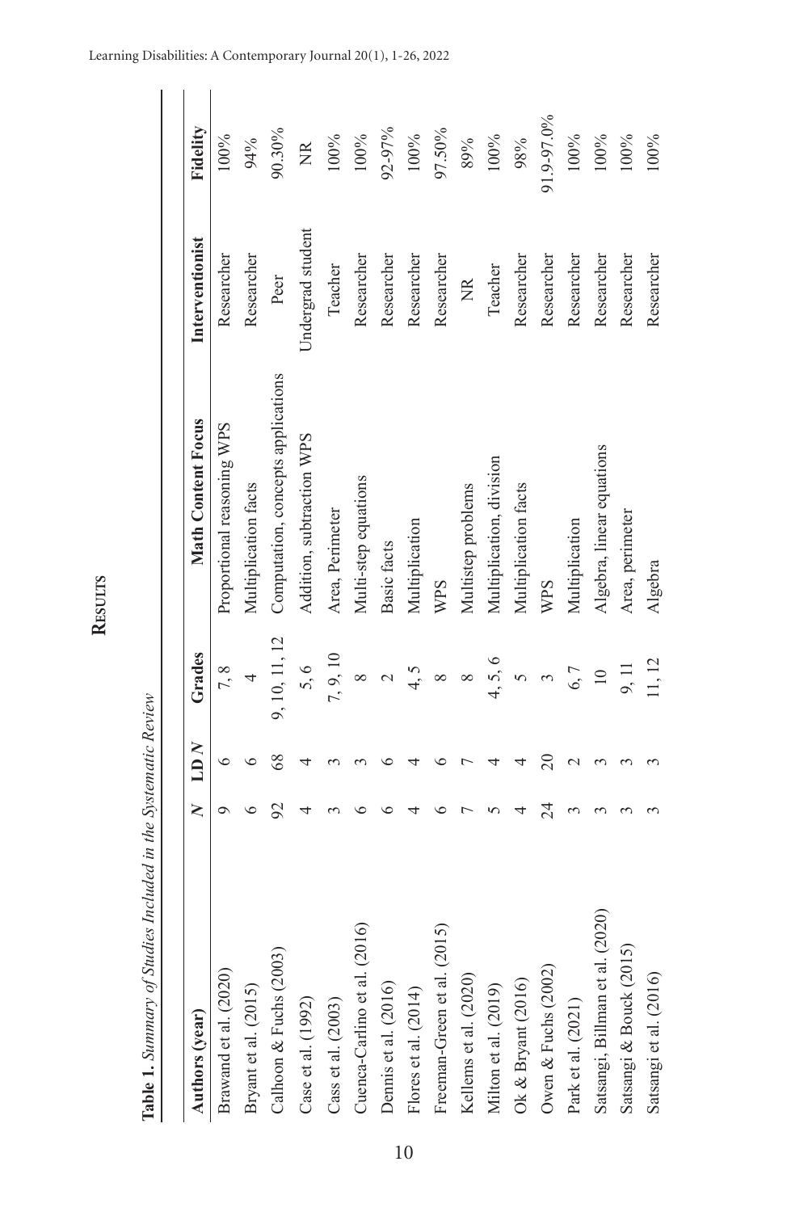## Results

**Table 1.** *Summary of Studies Included in the Systematic Review*

| Authors (year) | *N* | LD *N* | Grades | Math Content Focus | Interventionist | Fidelity |
|---|---|---|---|---|---|---|
| Brawand et al. (2020) | 9 | 6 | 7, 8 | Proportional reasoning WPS | Researcher | 100% |
| Bryant et al. (2015) | 6 | 6 | 4 | Multiplication facts | Researcher | 94% |
| Calhoon & Fuchs (2003) | 92 | 68 | 9, 10, 11, 12 | Computation, concepts applications | Peer | 90.30% |
| Case et al. (1992) | 4 | 4 | 5, 6 | Addition, subtraction WPS | Undergrad student | NR |
| Cass et al. (2003) | 3 | 3 | 7, 9, 10 | Area, Perimeter | Teacher | 100% |
| Cuenca-Carlino et al. (2016) | 6 | 3 | 8 | Multi-step equations | Researcher | 100% |
| Dennis et al. (2016) | 6 | 6 | 2 | Basic facts | Researcher | 92-97% |
| Flores et al. (2014) | 4 | 4 | 4, 5 | Multiplication | Researcher | 100% |
| Freeman-Green et al. (2015) | 6 | 6 | 8 | WPS | Researcher | 97.50% |
| Kellems et al. (2020) | 7 | 7 | 8 | Multistep problems | NR | 89% |
| Milton et al. (2019) | 5 | 4 | 4, 5, 6 | Multiplication, division | Teacher | 100% |
| Ok & Bryant (2016) | 4 | 4 | 5 | Multiplication facts | Researcher | 98% |
| Owen & Fuchs (2002) | 24 | 20 | 3 | WPS | Researcher | 91.9-97.0% |
| Park et al. (2021) | 3 | 2 | 6, 7 | Multiplication | Researcher | 100% |
| Satsangi, Billman et al. (2020) | 3 | 3 | 10 | Algebra, linear equations | Researcher | 100% |
| Satsangi & Bouck (2015) | 3 | 3 | 9, 11 | Area, perimeter | Researcher | 100% |
| Satsangi et al. (2016) | 3 | 3 | 11, 12 | Algebra | Researcher | 100% |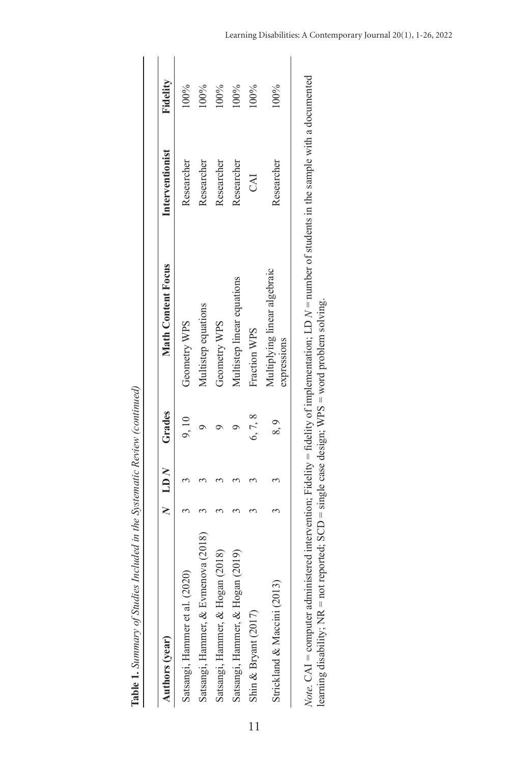**Table 1.** *Summary of Studies Included in the Systematic Review (continued)*

| Authors (year) | *N* | LD *N* | Grades | Math Content Focus | Interventionist | Fidelity |
|---|---|---|---|---|---|---|
| Satsangi, Hammer et al. (2020) | 3 | 3 | 9, 10 | Geometry WPS | Researcher | 100% |
| Satsangi, Hammer, & Evmenova (2018) | 3 | 3 | 9 | Multistep equations | Researcher | 100% |
| Satsangi, Hammer, & Hogan (2018) | 3 | 3 | 9 | Geometry WPS | Researcher | 100% |
| Satsangi, Hammer, & Hogan (2019) | 3 | 3 | 9 | Multistep linear equations | Researcher | 100% |
| Shin & Bryant (2017) | 3 | 3 | 6, 7, 8 | Fraction WPS | CAI | 100% |
| Strickland & Maccini (2013) | 3 | 3 | 8, 9 | Multiplying linear algebraic expressions | Researcher | 100% |

*Note*. CAI = computer administered intervention; Fidelity = fidelity of implementation; LD *N* = number of students in the sample with a documented learning disability; NR = not reported; SCD = single case design; WPS = word problem solving.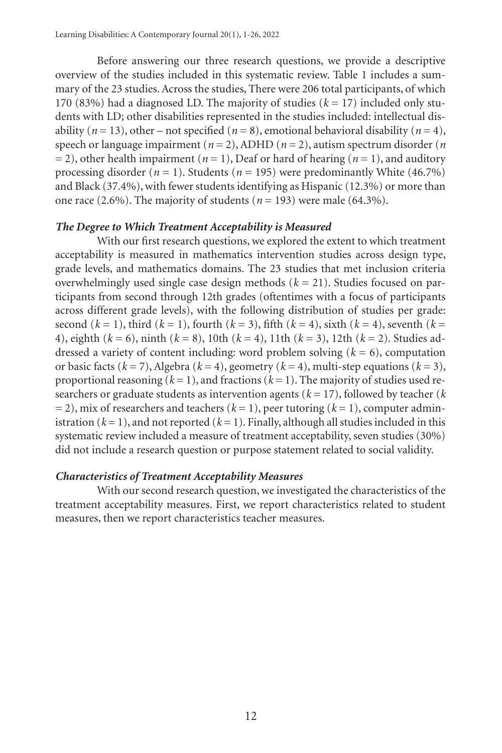Before answering our three research questions, we provide a descriptive overview of the studies included in this systematic review. Table 1 includes a summary of the 23 studies. Across the studies, There were 206 total participants, of which 170 (83%) had a diagnosed LD. The majority of studies ($k$ = 17) included only students with LD; other disabilities represented in the studies included: intellectual disability ($n$ = 13), other – not specified ($n$ = 8), emotional behavioral disability ($n$ = 4), speech or language impairment ($n$ = 2), ADHD ($n$ = 2), autism spectrum disorder ($n$ = 2), other health impairment ($n$ = 1), Deaf or hard of hearing ($n$ = 1), and auditory processing disorder ($n$ = 1). Students ($n$ = 195) were predominantly White (46.7%) and Black (37.4%), with fewer students identifying as Hispanic (12.3%) or more than one race (2.6%). The majority of students ($n$ = 193) were male (64.3%).

### *The Degree to Which Treatment Acceptability is Measured*

With our first research questions, we explored the extent to which treatment acceptability is measured in mathematics intervention studies across design type, grade levels, and mathematics domains. The 23 studies that met inclusion criteria overwhelmingly used single case design methods ($k$ = 21). Studies focused on participants from second through 12th grades (oftentimes with a focus of participants across different grade levels), with the following distribution of studies per grade: second ($k$ = 1), third ($k$ = 1), fourth ($k$ = 3), fifth ($k$ = 4), sixth ($k$ = 4), seventh ($k$ = 4), eighth ($k$ = 6), ninth ($k$ = 8), 10th ($k$ = 4), 11th ($k$ = 3), 12th ($k$ = 2). Studies addressed a variety of content including: word problem solving ($k$ = 6), computation or basic facts ($k$ = 7), Algebra ($k$ = 4), geometry ($k$ = 4), multi-step equations ($k$ = 3), proportional reasoning ($k$ = 1), and fractions ($k$ = 1). The majority of studies used researchers or graduate students as intervention agents ($k$ = 17), followed by teacher ($k$ = 2), mix of researchers and teachers ($k$ = 1), peer tutoring ($k$ = 1), computer administration ($k$ = 1), and not reported ($k$ = 1). Finally, although all studies included in this systematic review included a measure of treatment acceptability, seven studies (30%) did not include a research question or purpose statement related to social validity.

### *Characteristics of Treatment Acceptability Measures*

With our second research question, we investigated the characteristics of the treatment acceptability measures. First, we report characteristics related to student measures, then we report characteristics teacher measures.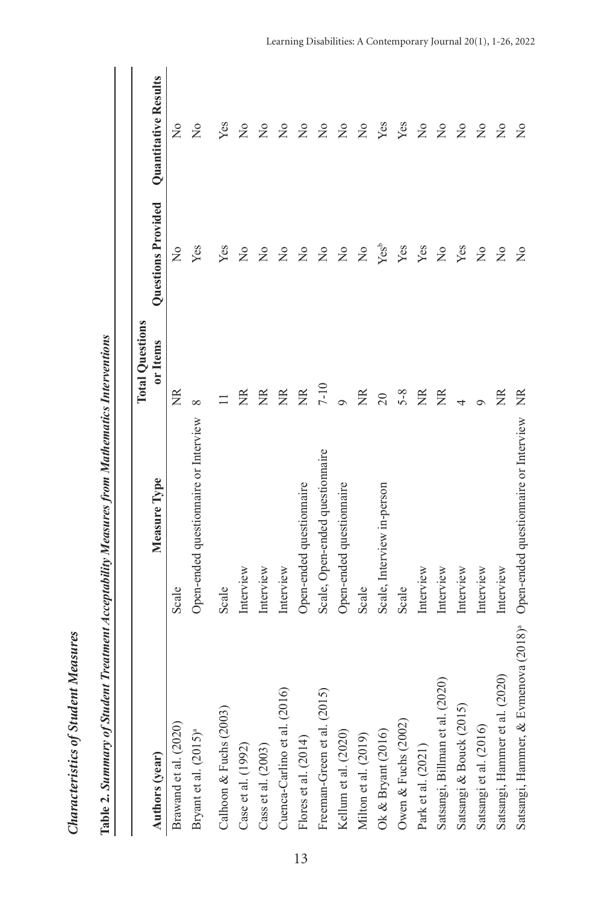### *Characteristics of Student Measures*

**Table 2.** ***Summary of Student Treatment Acceptability Measures from Mathematics Interventions***

| Authors (year) | Measure Type | Total Questions or Items | Questions Provided | Quantitative Results |
|---|---|---|---|---|
| Brawand et al. (2020) | Scale | NR | No | No |
| Bryant et al. (2015)[a] | Open-ended questionnaire or Interview | 8 | Yes | No |
| Calhoon & Fuchs (2003) | Scale | 11 | Yes | Yes |
| Case et al. (1992) | Interview | NR | No | No |
| Cass et al. (2003) | Interview | NR | No | No |
| Cuenca-Carlino et al. (2016) | Interview | NR | No | No |
| Flores et al. (2014) | Open-ended questionnaire | NR | No | No |
| Freeman-Green et al. (2015) | Scale, Open-ended questionnaire | 7-10 | No | No |
| Kellum et al. (2020) | Open-ended questionnaire | 9 | No | No |
| Milton et al. (2019) | Scale | NR | No | No |
| Ok & Bryant (2016) | Scale, Interview in-person | 20 | Yes[b] | Yes |
| Owen & Fuchs (2002) | Scale | 5-8 | Yes | Yes |
| Park et al. (2021) | Interview | NR | Yes | No |
| Satsangi, Billman et al. (2020) | Interview | NR | No | No |
| Satsangi & Bouck (2015) | Interview | 4 | Yes | No |
| Satsangi et al. (2016) | Interview | 9 | No | No |
| Satsangi, Hammer et al. (2020) | Interview | NR | No | No |
| Satsangi, Hammer, & Evmenova (2018)[a] | Open-ended questionnaire or Interview | NR | No | No |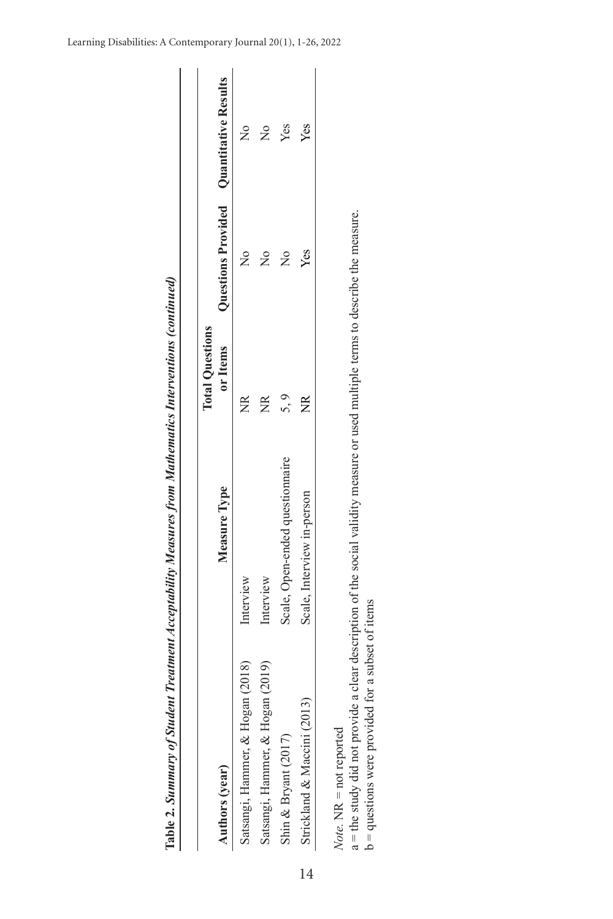**Table 2.** ***Summary of Student Treatment Acceptability Measures from Mathematics Interventions (continued)***

| Authors (year) | Measure Type | Total Questions or Items | Questions Provided | Quantitative Results |
|---|---|---|---|---|
| Satsangi, Hammer, & Hogan (2018) | Interview | NR | No | No |
| Satsangi, Hammer, & Hogan (2019) | Interview | NR | No | No |
| Shin & Bryant (2017) | Scale, Open-ended questionnaire | 5, 9 | No | Yes |
| Strickland & Maccini (2013) | Scale, Interview in-person | NR | Yes | Yes |

*Note*. NR = not reported

a = the study did not provide a clear description of the social validity measure or used multiple terms to describe the measure.

b = questions were provided for a subset of items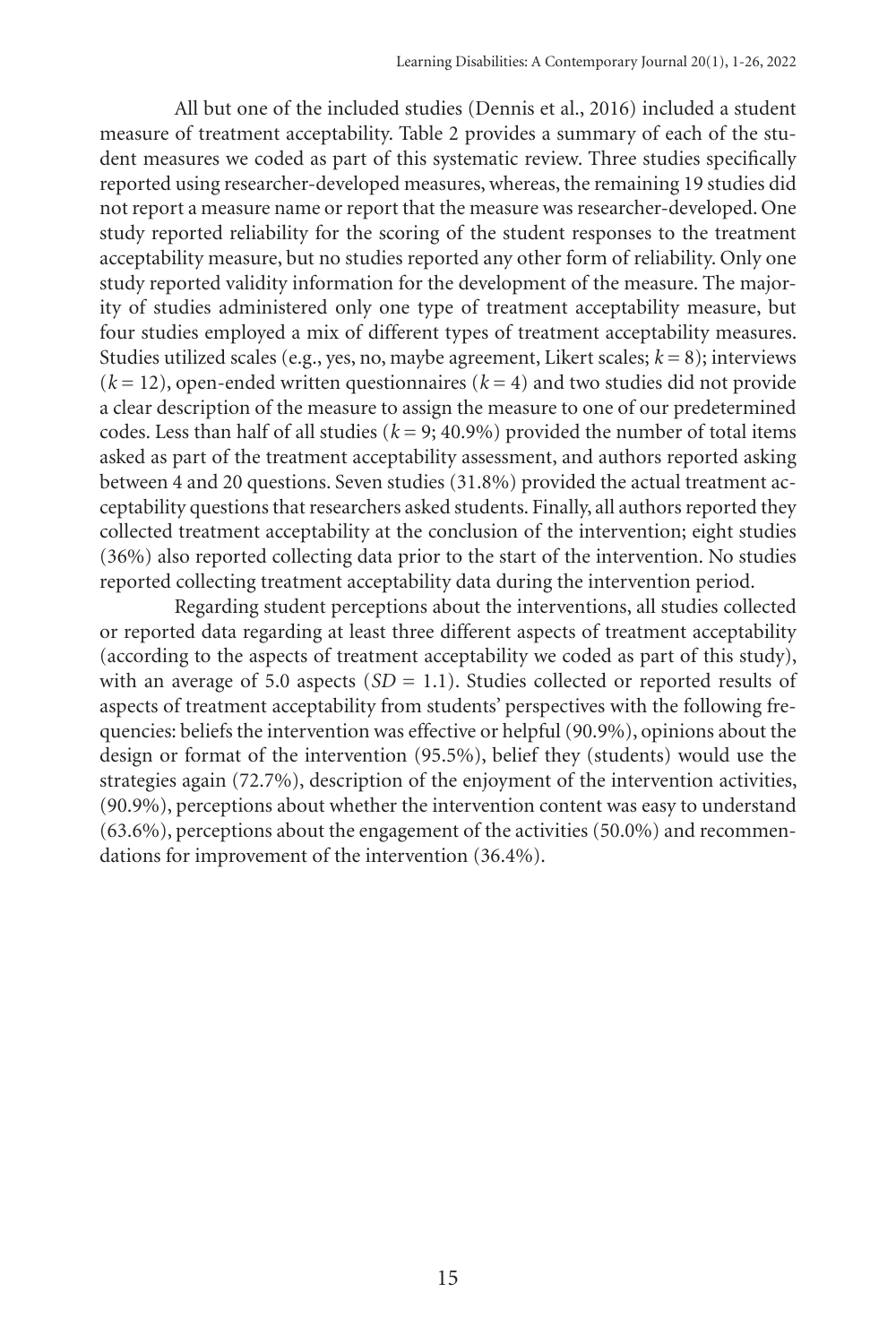All but one of the included studies (Dennis et al., 2016) included a student measure of treatment acceptability. Table 2 provides a summary of each of the student measures we coded as part of this systematic review. Three studies specifically reported using researcher-developed measures, whereas, the remaining 19 studies did not report a measure name or report that the measure was researcher-developed. One study reported reliability for the scoring of the student responses to the treatment acceptability measure, but no studies reported any other form of reliability. Only one study reported validity information for the development of the measure. The majority of studies administered only one type of treatment acceptability measure, but four studies employed a mix of different types of treatment acceptability measures. Studies utilized scales (e.g., yes, no, maybe agreement, Likert scales; $k = 8$); interviews ($k = 12$), open-ended written questionnaires ($k = 4$) and two studies did not provide a clear description of the measure to assign the measure to one of our predetermined codes. Less than half of all studies ($k = 9$; 40.9%) provided the number of total items asked as part of the treatment acceptability assessment, and authors reported asking between 4 and 20 questions. Seven studies (31.8%) provided the actual treatment acceptability questions that researchers asked students. Finally, all authors reported they collected treatment acceptability at the conclusion of the intervention; eight studies (36%) also reported collecting data prior to the start of the intervention. No studies reported collecting treatment acceptability data during the intervention period.

Regarding student perceptions about the interventions, all studies collected or reported data regarding at least three different aspects of treatment acceptability (according to the aspects of treatment acceptability we coded as part of this study), with an average of 5.0 aspects ($SD = 1.1$). Studies collected or reported results of aspects of treatment acceptability from students' perspectives with the following frequencies: beliefs the intervention was effective or helpful (90.9%), opinions about the design or format of the intervention (95.5%), belief they (students) would use the strategies again (72.7%), description of the enjoyment of the intervention activities, (90.9%), perceptions about whether the intervention content was easy to understand (63.6%), perceptions about the engagement of the activities (50.0%) and recommendations for improvement of the intervention (36.4%).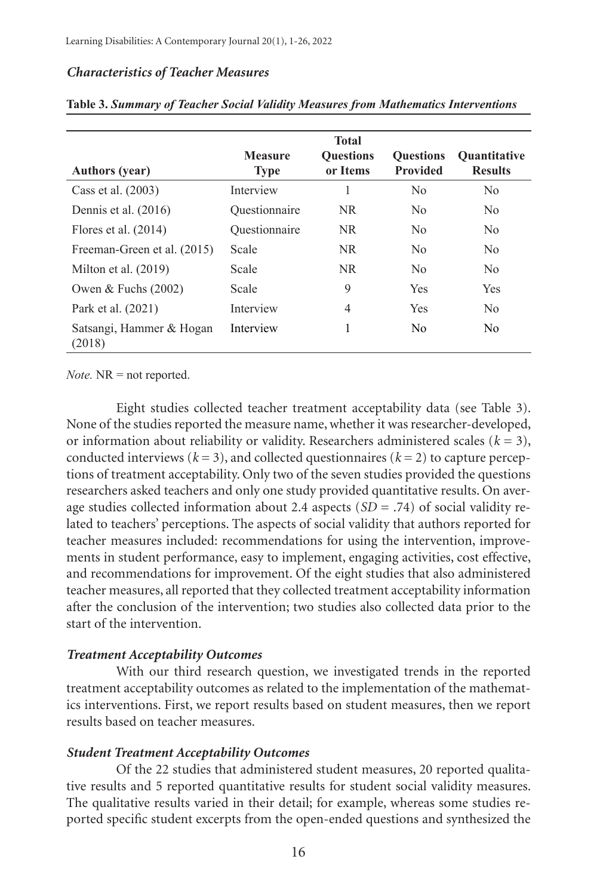### *Characteristics of Teacher Measures*

**Table 3.** ***Summary of Teacher Social Validity Measures from Mathematics Interventions***

| Authors (year) | Measure Type | Total Questions or Items | Questions Provided | Quantitative Results |
|---|---|---|---|---|
| Cass et al. (2003) | Interview | 1 | No | No |
| Dennis et al. (2016) | Questionnaire | NR | No | No |
| Flores et al. (2014) | Questionnaire | NR | No | No |
| Freeman-Green et al. (2015) | Scale | NR | No | No |
| Milton et al. (2019) | Scale | NR | No | No |
| Owen & Fuchs (2002) | Scale | 9 | Yes | Yes |
| Park et al. (2021) | Interview | 4 | Yes | No |
| Satsangi, Hammer & Hogan (2018) | Interview | 1 | No | No |

*Note.* NR = not reported.

Eight studies collected teacher treatment acceptability data (see Table 3). None of the studies reported the measure name, whether it was researcher-developed, or information about reliability or validity. Researchers administered scales ($k = 3$), conducted interviews ($k = 3$), and collected questionnaires ($k = 2$) to capture perceptions of treatment acceptability. Only two of the seven studies provided the questions researchers asked teachers and only one study provided quantitative results. On average studies collected information about 2.4 aspects ($SD = .74$) of social validity related to teachers' perceptions. The aspects of social validity that authors reported for teacher measures included: recommendations for using the intervention, improvements in student performance, easy to implement, engaging activities, cost effective, and recommendations for improvement. Of the eight studies that also administered teacher measures, all reported that they collected treatment acceptability information after the conclusion of the intervention; two studies also collected data prior to the start of the intervention.

### *Treatment Acceptability Outcomes*

With our third research question, we investigated trends in the reported treatment acceptability outcomes as related to the implementation of the mathematics interventions. First, we report results based on student measures, then we report results based on teacher measures.

### *Student Treatment Acceptability Outcomes*

Of the 22 studies that administered student measures, 20 reported qualitative results and 5 reported quantitative results for student social validity measures. The qualitative results varied in their detail; for example, whereas some studies reported specific student excerpts from the open-ended questions and synthesized the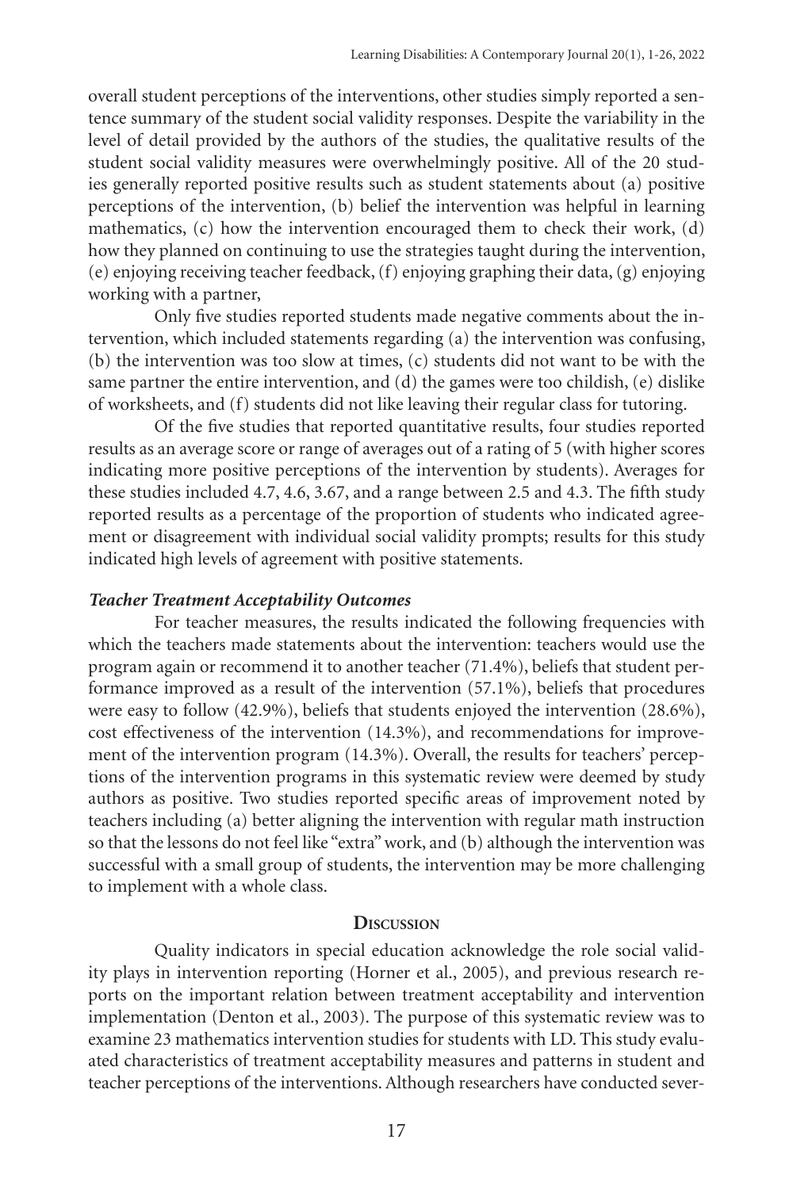overall student perceptions of the interventions, other studies simply reported a sentence summary of the student social validity responses. Despite the variability in the level of detail provided by the authors of the studies, the qualitative results of the student social validity measures were overwhelmingly positive. All of the 20 studies generally reported positive results such as student statements about (a) positive perceptions of the intervention, (b) belief the intervention was helpful in learning mathematics, (c) how the intervention encouraged them to check their work, (d) how they planned on continuing to use the strategies taught during the intervention, (e) enjoying receiving teacher feedback, (f) enjoying graphing their data, (g) enjoying working with a partner,

Only five studies reported students made negative comments about the intervention, which included statements regarding (a) the intervention was confusing, (b) the intervention was too slow at times, (c) students did not want to be with the same partner the entire intervention, and (d) the games were too childish, (e) dislike of worksheets, and (f) students did not like leaving their regular class for tutoring.

Of the five studies that reported quantitative results, four studies reported results as an average score or range of averages out of a rating of 5 (with higher scores indicating more positive perceptions of the intervention by students). Averages for these studies included 4.7, 4.6, 3.67, and a range between 2.5 and 4.3. The fifth study reported results as a percentage of the proportion of students who indicated agreement or disagreement with individual social validity prompts; results for this study indicated high levels of agreement with positive statements.

### *Teacher Treatment Acceptability Outcomes*

For teacher measures, the results indicated the following frequencies with which the teachers made statements about the intervention: teachers would use the program again or recommend it to another teacher (71.4%), beliefs that student performance improved as a result of the intervention (57.1%), beliefs that procedures were easy to follow (42.9%), beliefs that students enjoyed the intervention (28.6%), cost effectiveness of the intervention (14.3%), and recommendations for improvement of the intervention program (14.3%). Overall, the results for teachers' perceptions of the intervention programs in this systematic review were deemed by study authors as positive. Two studies reported specific areas of improvement noted by teachers including (a) better aligning the intervention with regular math instruction so that the lessons do not feel like "extra" work, and (b) although the intervention was successful with a small group of students, the intervention may be more challenging to implement with a whole class.

## Discussion

Quality indicators in special education acknowledge the role social validity plays in intervention reporting (Horner et al., 2005), and previous research reports on the important relation between treatment acceptability and intervention implementation (Denton et al., 2003). The purpose of this systematic review was to examine 23 mathematics intervention studies for students with LD. This study evaluated characteristics of treatment acceptability measures and patterns in student and teacher perceptions of the interventions. Although researchers have conducted sever-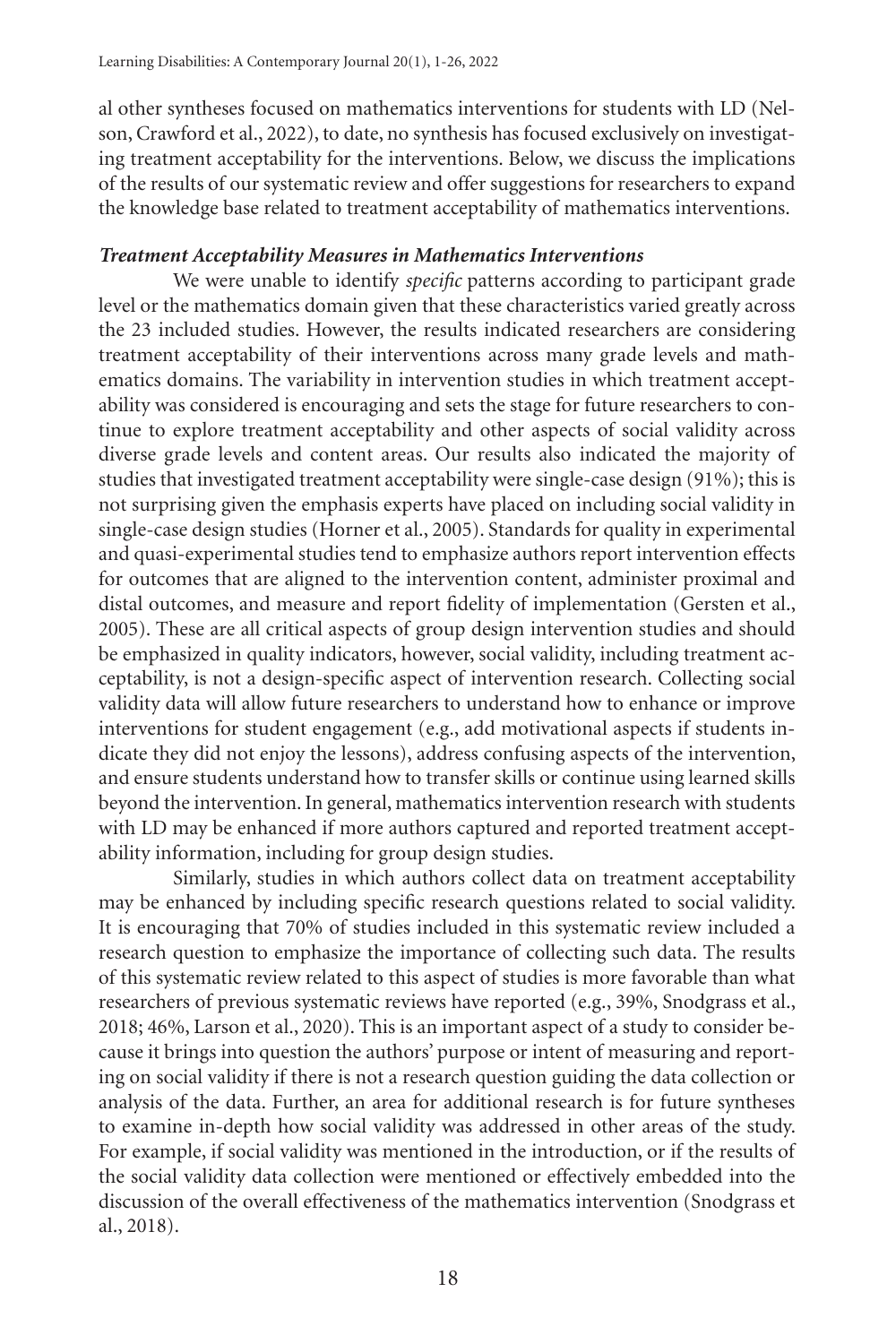al other syntheses focused on mathematics interventions for students with LD (Nelson, Crawford et al., 2022), to date, no synthesis has focused exclusively on investigating treatment acceptability for the interventions. Below, we discuss the implications of the results of our systematic review and offer suggestions for researchers to expand the knowledge base related to treatment acceptability of mathematics interventions.

### *Treatment Acceptability Measures in Mathematics Interventions*

We were unable to identify *specific* patterns according to participant grade level or the mathematics domain given that these characteristics varied greatly across the 23 included studies. However, the results indicated researchers are considering treatment acceptability of their interventions across many grade levels and mathematics domains. The variability in intervention studies in which treatment acceptability was considered is encouraging and sets the stage for future researchers to continue to explore treatment acceptability and other aspects of social validity across diverse grade levels and content areas. Our results also indicated the majority of studies that investigated treatment acceptability were single-case design (91%); this is not surprising given the emphasis experts have placed on including social validity in single-case design studies (Horner et al., 2005). Standards for quality in experimental and quasi-experimental studies tend to emphasize authors report intervention effects for outcomes that are aligned to the intervention content, administer proximal and distal outcomes, and measure and report fidelity of implementation (Gersten et al., 2005). These are all critical aspects of group design intervention studies and should be emphasized in quality indicators, however, social validity, including treatment acceptability, is not a design-specific aspect of intervention research. Collecting social validity data will allow future researchers to understand how to enhance or improve interventions for student engagement (e.g., add motivational aspects if students indicate they did not enjoy the lessons), address confusing aspects of the intervention, and ensure students understand how to transfer skills or continue using learned skills beyond the intervention. In general, mathematics intervention research with students with LD may be enhanced if more authors captured and reported treatment acceptability information, including for group design studies.

Similarly, studies in which authors collect data on treatment acceptability may be enhanced by including specific research questions related to social validity. It is encouraging that 70% of studies included in this systematic review included a research question to emphasize the importance of collecting such data. The results of this systematic review related to this aspect of studies is more favorable than what researchers of previous systematic reviews have reported (e.g., 39%, Snodgrass et al., 2018; 46%, Larson et al., 2020). This is an important aspect of a study to consider because it brings into question the authors' purpose or intent of measuring and reporting on social validity if there is not a research question guiding the data collection or analysis of the data. Further, an area for additional research is for future syntheses to examine in-depth how social validity was addressed in other areas of the study. For example, if social validity was mentioned in the introduction, or if the results of the social validity data collection were mentioned or effectively embedded into the discussion of the overall effectiveness of the mathematics intervention (Snodgrass et al., 2018).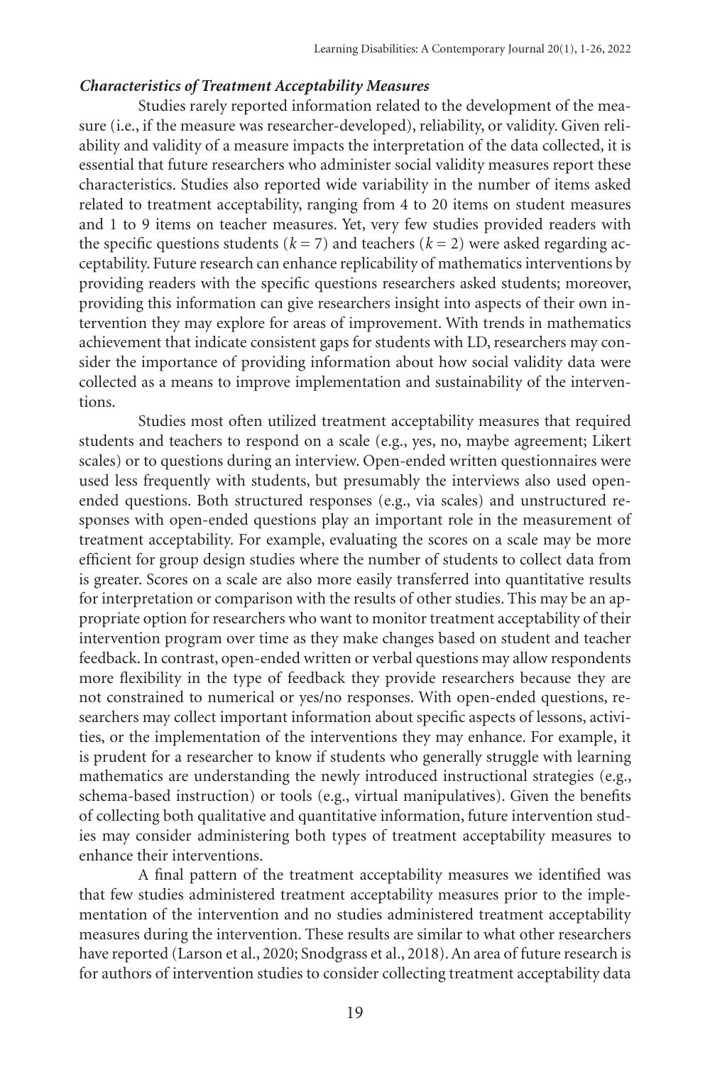### *Characteristics of Treatment Acceptability Measures*

Studies rarely reported information related to the development of the measure (i.e., if the measure was researcher-developed), reliability, or validity. Given reliability and validity of a measure impacts the interpretation of the data collected, it is essential that future researchers who administer social validity measures report these characteristics. Studies also reported wide variability in the number of items asked related to treatment acceptability, ranging from 4 to 20 items on student measures and 1 to 9 items on teacher measures. Yet, very few studies provided readers with the specific questions students ($k = 7$) and teachers ($k = 2$) were asked regarding acceptability. Future research can enhance replicability of mathematics interventions by providing readers with the specific questions researchers asked students; moreover, providing this information can give researchers insight into aspects of their own intervention they may explore for areas of improvement. With trends in mathematics achievement that indicate consistent gaps for students with LD, researchers may consider the importance of providing information about how social validity data were collected as a means to improve implementation and sustainability of the interventions.

Studies most often utilized treatment acceptability measures that required students and teachers to respond on a scale (e.g., yes, no, maybe agreement; Likert scales) or to questions during an interview. Open-ended written questionnaires were used less frequently with students, but presumably the interviews also used open-ended questions. Both structured responses (e.g., via scales) and unstructured responses with open-ended questions play an important role in the measurement of treatment acceptability. For example, evaluating the scores on a scale may be more efficient for group design studies where the number of students to collect data from is greater. Scores on a scale are also more easily transferred into quantitative results for interpretation or comparison with the results of other studies. This may be an appropriate option for researchers who want to monitor treatment acceptability of their intervention program over time as they make changes based on student and teacher feedback. In contrast, open-ended written or verbal questions may allow respondents more flexibility in the type of feedback they provide researchers because they are not constrained to numerical or yes/no responses. With open-ended questions, researchers may collect important information about specific aspects of lessons, activities, or the implementation of the interventions they may enhance. For example, it is prudent for a researcher to know if students who generally struggle with learning mathematics are understanding the newly introduced instructional strategies (e.g., schema-based instruction) or tools (e.g., virtual manipulatives). Given the benefits of collecting both qualitative and quantitative information, future intervention studies may consider administering both types of treatment acceptability measures to enhance their interventions.

A final pattern of the treatment acceptability measures we identified was that few studies administered treatment acceptability measures prior to the implementation of the intervention and no studies administered treatment acceptability measures during the intervention. These results are similar to what other researchers have reported (Larson et al., 2020; Snodgrass et al., 2018). An area of future research is for authors of intervention studies to consider collecting treatment acceptability data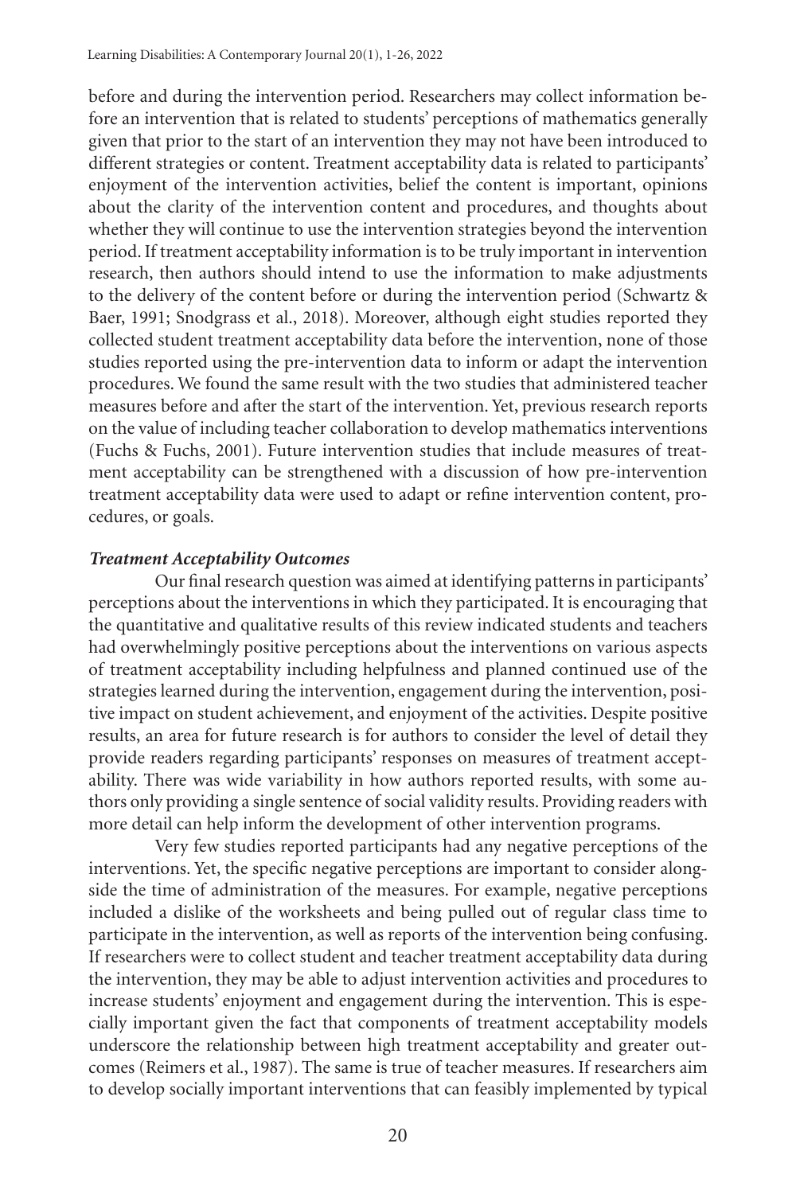before and during the intervention period. Researchers may collect information before an intervention that is related to students' perceptions of mathematics generally given that prior to the start of an intervention they may not have been introduced to different strategies or content. Treatment acceptability data is related to participants' enjoyment of the intervention activities, belief the content is important, opinions about the clarity of the intervention content and procedures, and thoughts about whether they will continue to use the intervention strategies beyond the intervention period. If treatment acceptability information is to be truly important in intervention research, then authors should intend to use the information to make adjustments to the delivery of the content before or during the intervention period (Schwartz & Baer, 1991; Snodgrass et al., 2018). Moreover, although eight studies reported they collected student treatment acceptability data before the intervention, none of those studies reported using the pre-intervention data to inform or adapt the intervention procedures. We found the same result with the two studies that administered teacher measures before and after the start of the intervention. Yet, previous research reports on the value of including teacher collaboration to develop mathematics interventions (Fuchs & Fuchs, 2001). Future intervention studies that include measures of treatment acceptability can be strengthened with a discussion of how pre-intervention treatment acceptability data were used to adapt or refine intervention content, procedures, or goals.

### *Treatment Acceptability Outcomes*

Our final research question was aimed at identifying patterns in participants' perceptions about the interventions in which they participated. It is encouraging that the quantitative and qualitative results of this review indicated students and teachers had overwhelmingly positive perceptions about the interventions on various aspects of treatment acceptability including helpfulness and planned continued use of the strategies learned during the intervention, engagement during the intervention, positive impact on student achievement, and enjoyment of the activities. Despite positive results, an area for future research is for authors to consider the level of detail they provide readers regarding participants' responses on measures of treatment acceptability. There was wide variability in how authors reported results, with some authors only providing a single sentence of social validity results. Providing readers with more detail can help inform the development of other intervention programs.

Very few studies reported participants had any negative perceptions of the interventions. Yet, the specific negative perceptions are important to consider alongside the time of administration of the measures. For example, negative perceptions included a dislike of the worksheets and being pulled out of regular class time to participate in the intervention, as well as reports of the intervention being confusing. If researchers were to collect student and teacher treatment acceptability data during the intervention, they may be able to adjust intervention activities and procedures to increase students' enjoyment and engagement during the intervention. This is especially important given the fact that components of treatment acceptability models underscore the relationship between high treatment acceptability and greater outcomes (Reimers et al., 1987). The same is true of teacher measures. If researchers aim to develop socially important interventions that can feasibly implemented by typical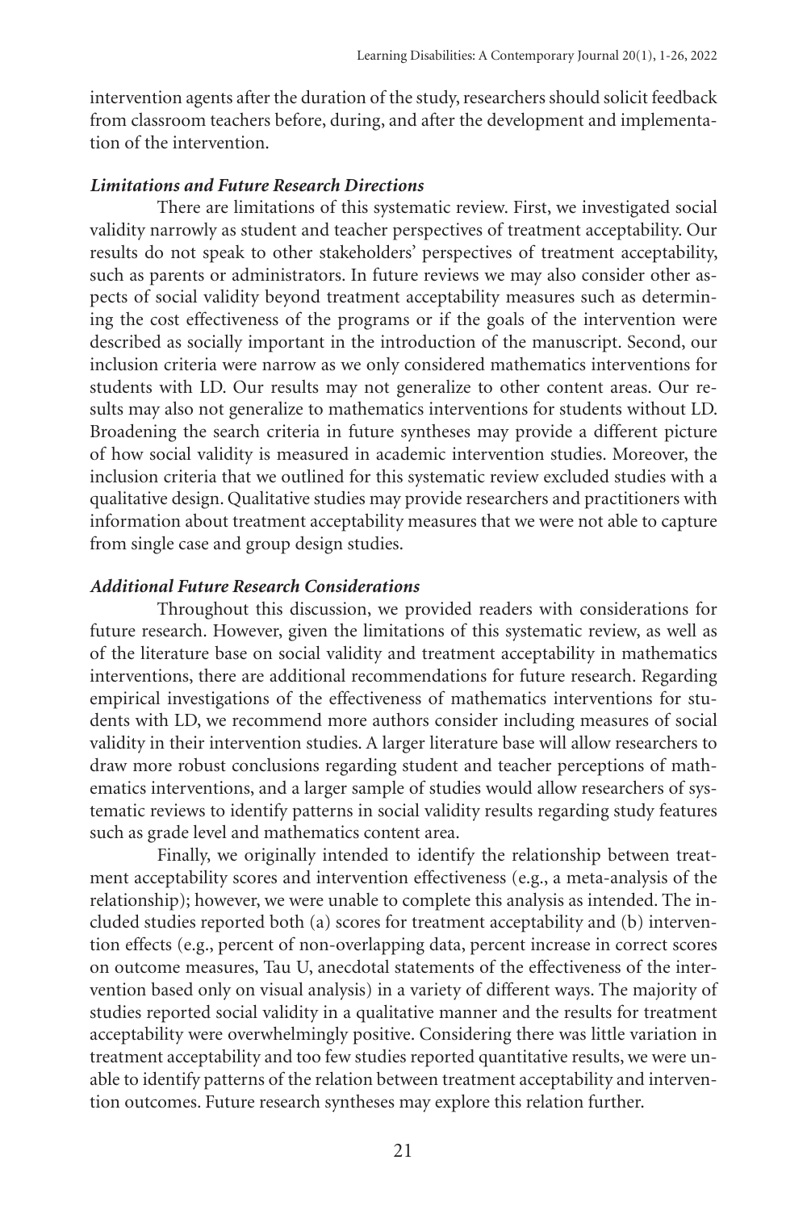intervention agents after the duration of the study, researchers should solicit feedback from classroom teachers before, during, and after the development and implementation of the intervention.

### *Limitations and Future Research Directions*

There are limitations of this systematic review. First, we investigated social validity narrowly as student and teacher perspectives of treatment acceptability. Our results do not speak to other stakeholders' perspectives of treatment acceptability, such as parents or administrators. In future reviews we may also consider other aspects of social validity beyond treatment acceptability measures such as determining the cost effectiveness of the programs or if the goals of the intervention were described as socially important in the introduction of the manuscript. Second, our inclusion criteria were narrow as we only considered mathematics interventions for students with LD. Our results may not generalize to other content areas. Our results may also not generalize to mathematics interventions for students without LD. Broadening the search criteria in future syntheses may provide a different picture of how social validity is measured in academic intervention studies. Moreover, the inclusion criteria that we outlined for this systematic review excluded studies with a qualitative design. Qualitative studies may provide researchers and practitioners with information about treatment acceptability measures that we were not able to capture from single case and group design studies.

### *Additional Future Research Considerations*

Throughout this discussion, we provided readers with considerations for future research. However, given the limitations of this systematic review, as well as of the literature base on social validity and treatment acceptability in mathematics interventions, there are additional recommendations for future research. Regarding empirical investigations of the effectiveness of mathematics interventions for students with LD, we recommend more authors consider including measures of social validity in their intervention studies. A larger literature base will allow researchers to draw more robust conclusions regarding student and teacher perceptions of mathematics interventions, and a larger sample of studies would allow researchers of systematic reviews to identify patterns in social validity results regarding study features such as grade level and mathematics content area.

Finally, we originally intended to identify the relationship between treatment acceptability scores and intervention effectiveness (e.g., a meta-analysis of the relationship); however, we were unable to complete this analysis as intended. The included studies reported both (a) scores for treatment acceptability and (b) intervention effects (e.g., percent of non-overlapping data, percent increase in correct scores on outcome measures, Tau U, anecdotal statements of the effectiveness of the intervention based only on visual analysis) in a variety of different ways. The majority of studies reported social validity in a qualitative manner and the results for treatment acceptability were overwhelmingly positive. Considering there was little variation in treatment acceptability and too few studies reported quantitative results, we were unable to identify patterns of the relation between treatment acceptability and intervention outcomes. Future research syntheses may explore this relation further.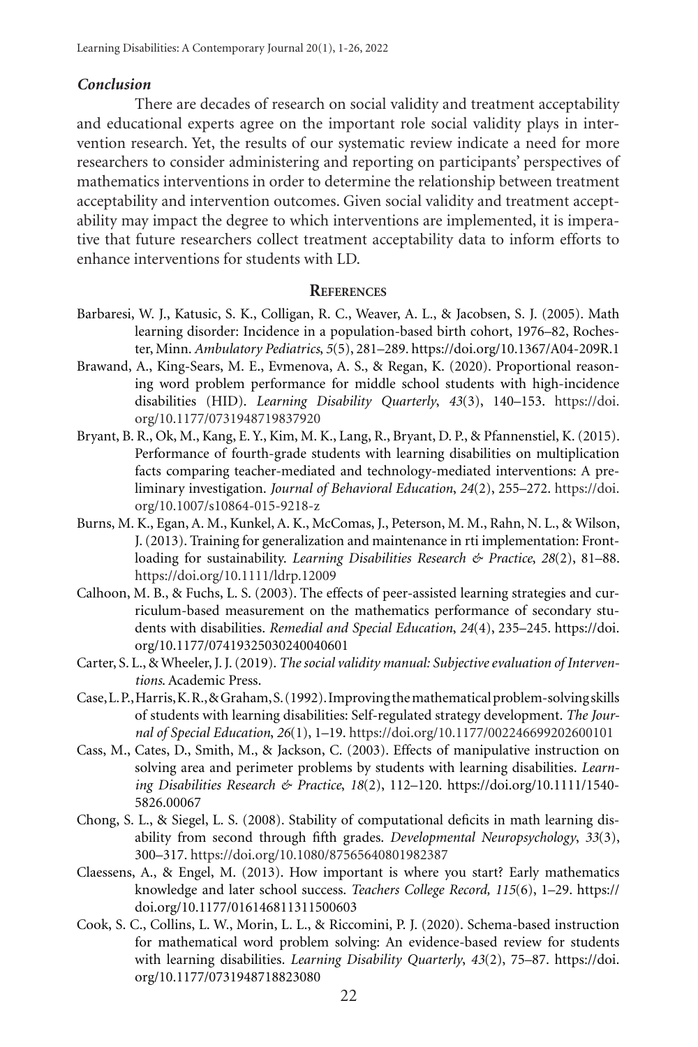### *Conclusion*

There are decades of research on social validity and treatment acceptability and educational experts agree on the important role social validity plays in intervention research. Yet, the results of our systematic review indicate a need for more researchers to consider administering and reporting on participants' perspectives of mathematics interventions in order to determine the relationship between treatment acceptability and intervention outcomes. Given social validity and treatment acceptability may impact the degree to which interventions are implemented, it is imperative that future researchers collect treatment acceptability data to inform efforts to enhance interventions for students with LD.

## References

Barbaresi, W. J., Katusic, S. K., Colligan, R. C., Weaver, A. L., & Jacobsen, S. J. (2005). Math learning disorder: Incidence in a population-based birth cohort, 1976–82, Rochester, Minn. *Ambulatory Pediatrics*, *5*(5), 281–289. https://doi.org/10.1367/A04-209R.1

Brawand, A., King-Sears, M. E., Evmenova, A. S., & Regan, K. (2020). Proportional reasoning word problem performance for middle school students with high-incidence disabilities (HID). *Learning Disability Quarterly*, *43*(3), 140–153. https://doi.org/10.1177/0731948719837920

Bryant, B. R., Ok, M., Kang, E. Y., Kim, M. K., Lang, R., Bryant, D. P., & Pfannenstiel, K. (2015). Performance of fourth-grade students with learning disabilities on multiplication facts comparing teacher-mediated and technology-mediated interventions: A preliminary investigation. *Journal of Behavioral Education*, *24*(2), 255–272. https://doi.org/10.1007/s10864-015-9218-z

Burns, M. K., Egan, A. M., Kunkel, A. K., McComas, J., Peterson, M. M., Rahn, N. L., & Wilson, J. (2013). Training for generalization and maintenance in rti implementation: Frontloading for sustainability. *Learning Disabilities Research & Practice*, *28*(2), 81–88. https://doi.org/10.1111/ldrp.12009

Calhoon, M. B., & Fuchs, L. S. (2003). The effects of peer-assisted learning strategies and curriculum-based measurement on the mathematics performance of secondary students with disabilities. *Remedial and Special Education*, *24*(4), 235–245. https://doi.org/10.1177/07419325030240040601

Carter, S. L., & Wheeler, J. J. (2019). *The social validity manual: Subjective evaluation of Interventions*. Academic Press.

Case, L. P., Harris, K. R., & Graham, S. (1992). Improving the mathematical problem-solving skills of students with learning disabilities: Self-regulated strategy development. *The Journal of Special Education*, *26*(1), 1–19. https://doi.org/10.1177/002246699202600101

Cass, M., Cates, D., Smith, M., & Jackson, C. (2003). Effects of manipulative instruction on solving area and perimeter problems by students with learning disabilities. *Learning Disabilities Research & Practice*, *18*(2), 112–120. https://doi.org/10.1111/1540-5826.00067

Chong, S. L., & Siegel, L. S. (2008). Stability of computational deficits in math learning disability from second through fifth grades. *Developmental Neuropsychology*, *33*(3), 300–317. https://doi.org/10.1080/87565640801982387

Claessens, A., & Engel, M. (2013). How important is where you start? Early mathematics knowledge and later school success. *Teachers College Record, 115*(6), 1–29. https://doi.org/10.1177/016146811311500603

Cook, S. C., Collins, L. W., Morin, L. L., & Riccomini, P. J. (2020). Schema-based instruction for mathematical word problem solving: An evidence-based review for students with learning disabilities. *Learning Disability Quarterly*, *43*(2), 75–87. https://doi.org/10.1177/0731948718823080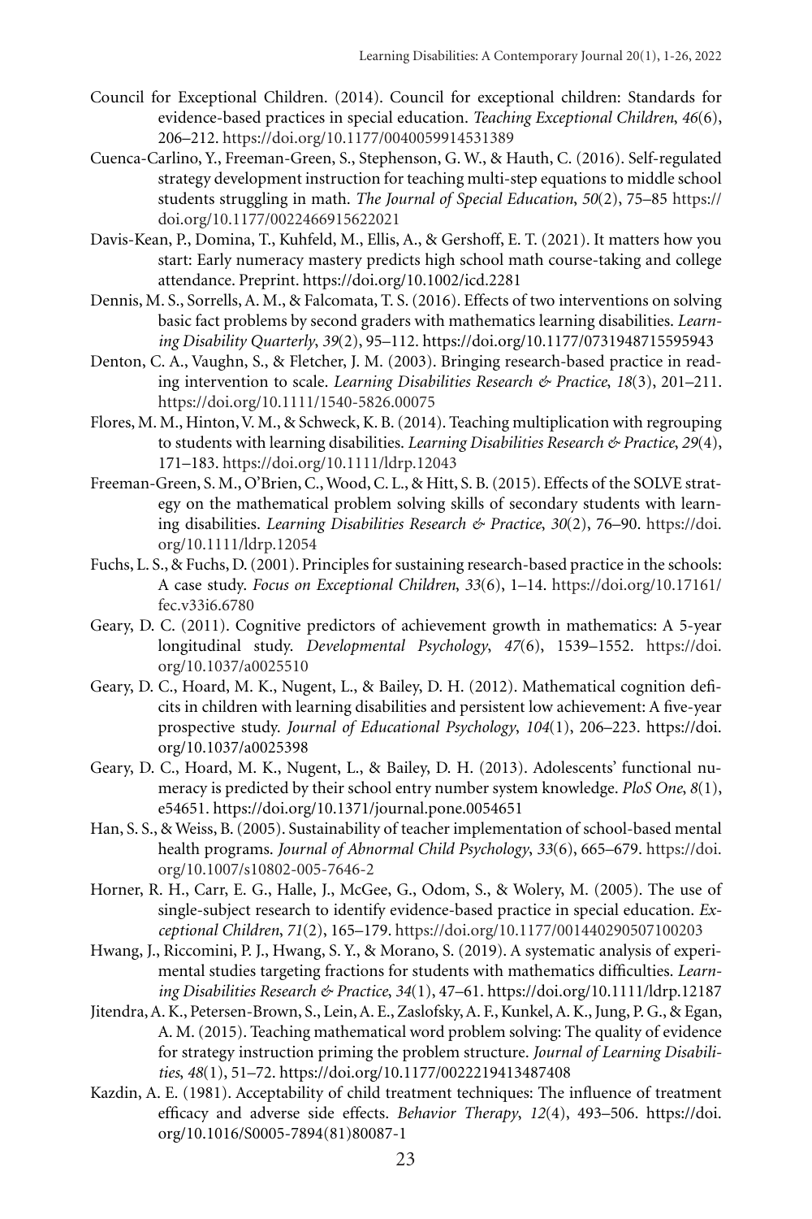Council for Exceptional Children. (2014). Council for exceptional children: Standards for evidence-based practices in special education. *Teaching Exceptional Children*, *46*(6), 206–212. https://doi.org/10.1177/0040059914531389

Cuenca-Carlino, Y., Freeman-Green, S., Stephenson, G. W., & Hauth, C. (2016). Self-regulated strategy development instruction for teaching multi-step equations to middle school students struggling in math. *The Journal of Special Education*, *50*(2), 75–85 https://doi.org/10.1177/0022466915622021

Davis-Kean, P., Domina, T., Kuhfeld, M., Ellis, A., & Gershoff, E. T. (2021). It matters how you start: Early numeracy mastery predicts high school math course-taking and college attendance. Preprint. https://doi.org/10.1002/icd.2281

Dennis, M. S., Sorrells, A. M., & Falcomata, T. S. (2016). Effects of two interventions on solving basic fact problems by second graders with mathematics learning disabilities. *Learning Disability Quarterly*, *39*(2), 95–112. https://doi.org/10.1177/0731948715595943

Denton, C. A., Vaughn, S., & Fletcher, J. M. (2003). Bringing research-based practice in reading intervention to scale. *Learning Disabilities Research & Practice*, *18*(3), 201–211. https://doi.org/10.1111/1540-5826.00075

Flores, M. M., Hinton, V. M., & Schweck, K. B. (2014). Teaching multiplication with regrouping to students with learning disabilities. *Learning Disabilities Research & Practice*, *29*(4), 171–183. https://doi.org/10.1111/ldrp.12043

Freeman-Green, S. M., O'Brien, C., Wood, C. L., & Hitt, S. B. (2015). Effects of the SOLVE strategy on the mathematical problem solving skills of secondary students with learning disabilities. *Learning Disabilities Research & Practice*, *30*(2), 76–90. https://doi.org/10.1111/ldrp.12054

Fuchs, L. S., & Fuchs, D. (2001). Principles for sustaining research-based practice in the schools: A case study. *Focus on Exceptional Children*, *33*(6), 1–14. https://doi.org/10.17161/fec.v33i6.6780

Geary, D. C. (2011). Cognitive predictors of achievement growth in mathematics: A 5-year longitudinal study. *Developmental Psychology*, *47*(6), 1539–1552. https://doi.org/10.1037/a0025510

Geary, D. C., Hoard, M. K., Nugent, L., & Bailey, D. H. (2012). Mathematical cognition deficits in children with learning disabilities and persistent low achievement: A five-year prospective study. *Journal of Educational Psychology*, *104*(1), 206–223. https://doi.org/10.1037/a0025398

Geary, D. C., Hoard, M. K., Nugent, L., & Bailey, D. H. (2013). Adolescents' functional numeracy is predicted by their school entry number system knowledge. *PloS One*, *8*(1), e54651. https://doi.org/10.1371/journal.pone.0054651

Han, S. S., & Weiss, B. (2005). Sustainability of teacher implementation of school-based mental health programs. *Journal of Abnormal Child Psychology*, *33*(6), 665–679. https://doi.org/10.1007/s10802-005-7646-2

Horner, R. H., Carr, E. G., Halle, J., McGee, G., Odom, S., & Wolery, M. (2005). The use of single-subject research to identify evidence-based practice in special education. *Exceptional Children*, *71*(2), 165–179. https://doi.org/10.1177/001440290507100203

Hwang, J., Riccomini, P. J., Hwang, S. Y., & Morano, S. (2019). A systematic analysis of experimental studies targeting fractions for students with mathematics difficulties. *Learning Disabilities Research & Practice*, *34*(1), 47–61. https://doi.org/10.1111/ldrp.12187

Jitendra, A. K., Petersen-Brown, S., Lein, A. E., Zaslofsky, A. F., Kunkel, A. K., Jung, P. G., & Egan, A. M. (2015). Teaching mathematical word problem solving: The quality of evidence for strategy instruction priming the problem structure. *Journal of Learning Disabilities*, *48*(1), 51–72. https://doi.org/10.1177/0022219413487408

Kazdin, A. E. (1981). Acceptability of child treatment techniques: The influence of treatment efficacy and adverse side effects. *Behavior Therapy*, *12*(4), 493–506. https://doi.org/10.1016/S0005-7894(81)80087-1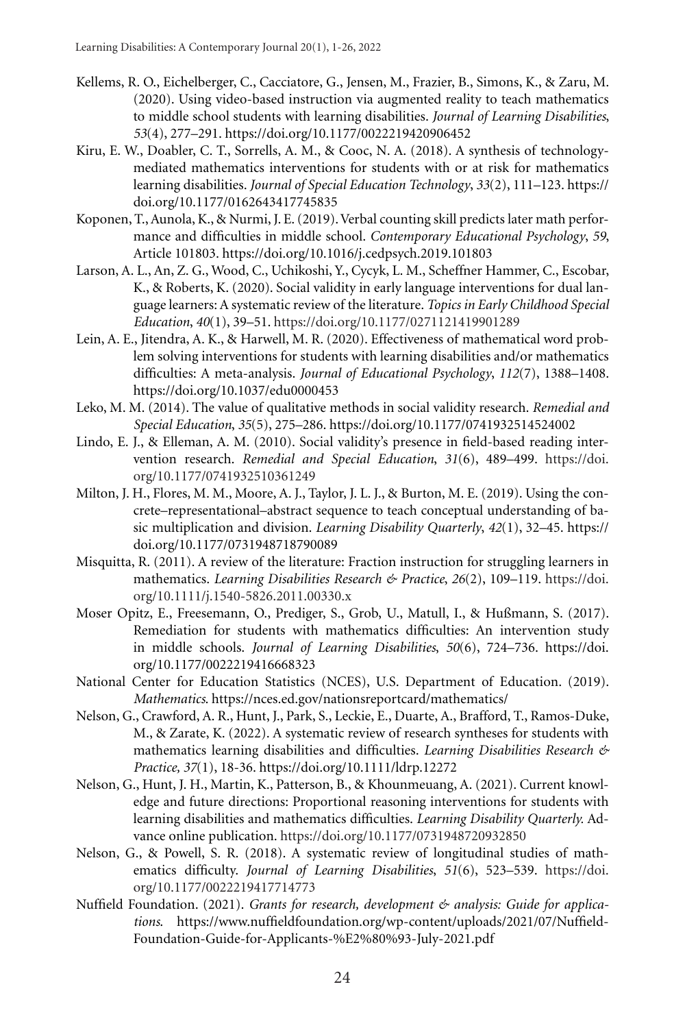Kellems, R. O., Eichelberger, C., Cacciatore, G., Jensen, M., Frazier, B., Simons, K., & Zaru, M. (2020). Using video-based instruction via augmented reality to teach mathematics to middle school students with learning disabilities. *Journal of Learning Disabilities*, *53*(4), 277–291. https://doi.org/10.1177/0022219420906452

Kiru, E. W., Doabler, C. T., Sorrells, A. M., & Cooc, N. A. (2018). A synthesis of technology-mediated mathematics interventions for students with or at risk for mathematics learning disabilities. *Journal of Special Education Technology*, *33*(2), 111–123. https://doi.org/10.1177/0162643417745835

Koponen, T., Aunola, K., & Nurmi, J. E. (2019). Verbal counting skill predicts later math performance and difficulties in middle school. *Contemporary Educational Psychology*, *59*, Article 101803. https://doi.org/10.1016/j.cedpsych.2019.101803

Larson, A. L., An, Z. G., Wood, C., Uchikoshi, Y., Cycyk, L. M., Scheffner Hammer, C., Escobar, K., & Roberts, K. (2020). Social validity in early language interventions for dual language learners: A systematic review of the literature. *Topics in Early Childhood Special Education*, *40*(1), 39–51. https://doi.org/10.1177/0271121419901289

Lein, A. E., Jitendra, A. K., & Harwell, M. R. (2020). Effectiveness of mathematical word problem solving interventions for students with learning disabilities and/or mathematics difficulties: A meta-analysis. *Journal of Educational Psychology*, *112*(7), 1388–1408. https://doi.org/10.1037/edu0000453

Leko, M. M. (2014). The value of qualitative methods in social validity research. *Remedial and Special Education*, *35*(5), 275–286. https://doi.org/10.1177/0741932514524002

Lindo, E. J., & Elleman, A. M. (2010). Social validity's presence in field-based reading intervention research. *Remedial and Special Education*, *31*(6), 489–499. https://doi.org/10.1177/0741932510361249

Milton, J. H., Flores, M. M., Moore, A. J., Taylor, J. L. J., & Burton, M. E. (2019). Using the concrete–representational–abstract sequence to teach conceptual understanding of basic multiplication and division. *Learning Disability Quarterly*, *42*(1), 32–45. https://doi.org/10.1177/0731948718790089

Misquitta, R. (2011). A review of the literature: Fraction instruction for struggling learners in mathematics. *Learning Disabilities Research & Practice*, *26*(2), 109–119. https://doi.org/10.1111/j.1540-5826.2011.00330.x

Moser Opitz, E., Freesemann, O., Prediger, S., Grob, U., Matull, I., & Hußmann, S. (2017). Remediation for students with mathematics difficulties: An intervention study in middle schools. *Journal of Learning Disabilities*, *50*(6), 724–736. https://doi.org/10.1177/0022219416668323

National Center for Education Statistics (NCES), U.S. Department of Education. (2019). *Mathematics.* https://nces.ed.gov/nationsreportcard/mathematics/

Nelson, G., Crawford, A. R., Hunt, J., Park, S., Leckie, E., Duarte, A., Brafford, T., Ramos-Duke, M., & Zarate, K. (2022). A systematic review of research syntheses for students with mathematics learning disabilities and difficulties. *Learning Disabilities Research & Practice, 37*(1), 18-36. https://doi.org/10.1111/ldrp.12272

Nelson, G., Hunt, J. H., Martin, K., Patterson, B., & Khounmeuang, A. (2021). Current knowledge and future directions: Proportional reasoning interventions for students with learning disabilities and mathematics difficulties. *Learning Disability Quarterly.* Advance online publication. https://doi.org/10.1177/0731948720932850

Nelson, G., & Powell, S. R. (2018). A systematic review of longitudinal studies of mathematics difficulty. *Journal of Learning Disabilities*, *51*(6), 523–539. https://doi.org/10.1177/0022219417714773

Nuffield Foundation. (2021). *Grants for research, development & analysis: Guide for applications.* https://www.nuffieldfoundation.org/wp-content/uploads/2021/07/Nuffield-Foundation-Guide-for-Applicants-%E2%80%93-July-2021.pdf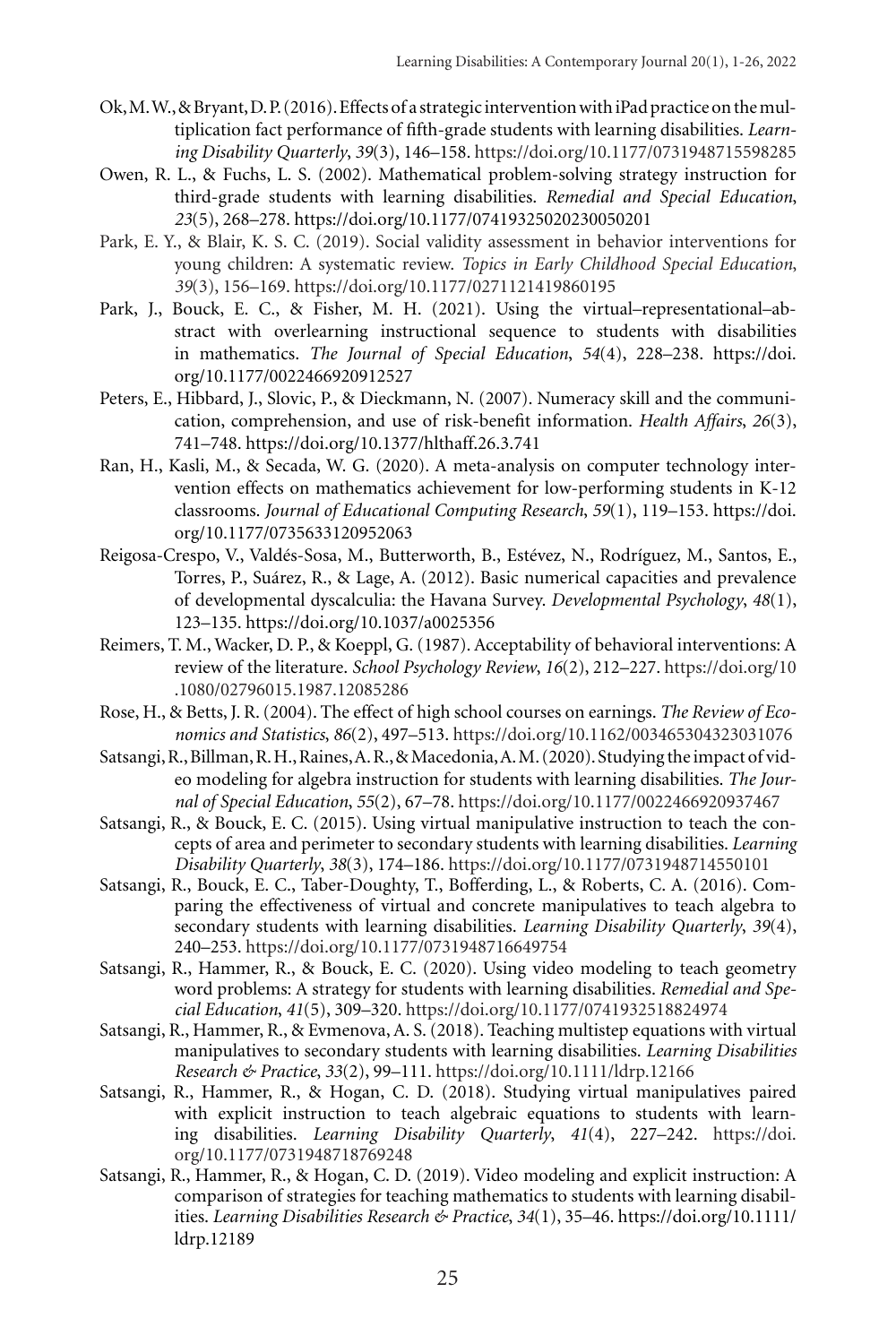Ok, M. W., & Bryant, D. P. (2016). Effects of a strategic intervention with iPad practice on the multiplication fact performance of fifth-grade students with learning disabilities. *Learning Disability Quarterly*, *39*(3), 146–158. https://doi.org/10.1177/0731948715598285

Owen, R. L., & Fuchs, L. S. (2002). Mathematical problem-solving strategy instruction for third-grade students with learning disabilities. *Remedial and Special Education*, *23*(5), 268–278. https://doi.org/10.1177/07419325020230050201

Park, E. Y., & Blair, K. S. C. (2019). Social validity assessment in behavior interventions for young children: A systematic review. *Topics in Early Childhood Special Education*, *39*(3), 156–169. https://doi.org/10.1177/0271121419860195

Park, J., Bouck, E. C., & Fisher, M. H. (2021). Using the virtual–representational–abstract with overlearning instructional sequence to students with disabilities in mathematics. *The Journal of Special Education*, *54*(4), 228–238. https://doi.org/10.1177/0022466920912527

Peters, E., Hibbard, J., Slovic, P., & Dieckmann, N. (2007). Numeracy skill and the communication, comprehension, and use of risk-benefit information. *Health Affairs*, *26*(3), 741–748. https://doi.org/10.1377/hlthaff.26.3.741

Ran, H., Kasli, M., & Secada, W. G. (2020). A meta-analysis on computer technology intervention effects on mathematics achievement for low-performing students in K-12 classrooms. *Journal of Educational Computing Research*, *59*(1), 119–153. https://doi.org/10.1177/0735633120952063

Reigosa-Crespo, V., Valdés-Sosa, M., Butterworth, B., Estévez, N., Rodríguez, M., Santos, E., Torres, P., Suárez, R., & Lage, A. (2012). Basic numerical capacities and prevalence of developmental dyscalculia: the Havana Survey. *Developmental Psychology*, *48*(1), 123–135. https://doi.org/10.1037/a0025356

Reimers, T. M., Wacker, D. P., & Koeppl, G. (1987). Acceptability of behavioral interventions: A review of the literature. *School Psychology Review*, *16*(2), 212–227. https://doi.org/10.1080/02796015.1987.12085286

Rose, H., & Betts, J. R. (2004). The effect of high school courses on earnings. *The Review of Economics and Statistics*, *86*(2), 497–513. https://doi.org/10.1162/003465304323031076

Satsangi, R., Billman, R. H., Raines, A. R., & Macedonia, A. M. (2020). Studying the impact of video modeling for algebra instruction for students with learning disabilities. *The Journal of Special Education*, *55*(2), 67–78. https://doi.org/10.1177/0022466920937467

Satsangi, R., & Bouck, E. C. (2015). Using virtual manipulative instruction to teach the concepts of area and perimeter to secondary students with learning disabilities. *Learning Disability Quarterly*, *38*(3), 174–186. https://doi.org/10.1177/0731948714550101

Satsangi, R., Bouck, E. C., Taber-Doughty, T., Bofferding, L., & Roberts, C. A. (2016). Comparing the effectiveness of virtual and concrete manipulatives to teach algebra to secondary students with learning disabilities. *Learning Disability Quarterly*, *39*(4), 240–253. https://doi.org/10.1177/0731948716649754

Satsangi, R., Hammer, R., & Bouck, E. C. (2020). Using video modeling to teach geometry word problems: A strategy for students with learning disabilities. *Remedial and Special Education*, *41*(5), 309–320. https://doi.org/10.1177/0741932518824974

Satsangi, R., Hammer, R., & Evmenova, A. S. (2018). Teaching multistep equations with virtual manipulatives to secondary students with learning disabilities. *Learning Disabilities Research & Practice*, *33*(2), 99–111. https://doi.org/10.1111/ldrp.12166

Satsangi, R., Hammer, R., & Hogan, C. D. (2018). Studying virtual manipulatives paired with explicit instruction to teach algebraic equations to students with learning disabilities. *Learning Disability Quarterly*, *41*(4), 227–242. https://doi.org/10.1177/0731948718769248

Satsangi, R., Hammer, R., & Hogan, C. D. (2019). Video modeling and explicit instruction: A comparison of strategies for teaching mathematics to students with learning disabilities. *Learning Disabilities Research & Practice*, *34*(1), 35–46. https://doi.org/10.1111/ldrp.12189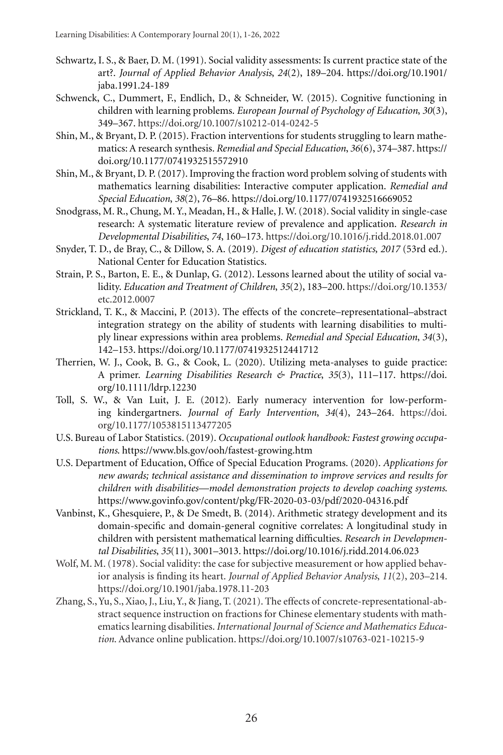Schwartz, I. S., & Baer, D. M. (1991). Social validity assessments: Is current practice state of the art?. *Journal of Applied Behavior Analysis*, *24*(2), 189–204. https://doi.org/10.1901/jaba.1991.24-189

Schwenck, C., Dummert, F., Endlich, D., & Schneider, W. (2015). Cognitive functioning in children with learning problems. *European Journal of Psychology of Education*, *30*(3), 349–367. https://doi.org/10.1007/s10212-014-0242-5

Shin, M., & Bryant, D. P. (2015). Fraction interventions for students struggling to learn mathematics: A research synthesis. *Remedial and Special Education*, *36*(6), 374–387. https://doi.org/10.1177/0741932515572910

Shin, M., & Bryant, D. P. (2017). Improving the fraction word problem solving of students with mathematics learning disabilities: Interactive computer application. *Remedial and Special Education*, *38*(2), 76–86. https://doi.org/10.1177/0741932516669052

Snodgrass, M. R., Chung, M. Y., Meadan, H., & Halle, J. W. (2018). Social validity in single-case research: A systematic literature review of prevalence and application. *Research in Developmental Disabilities*, *74*, 160–173. https://doi.org/10.1016/j.ridd.2018.01.007

Snyder, T. D., de Bray, C., & Dillow, S. A. (2019). *Digest of education statistics, 2017* (53rd ed.). National Center for Education Statistics.

Strain, P. S., Barton, E. E., & Dunlap, G. (2012). Lessons learned about the utility of social validity. *Education and Treatment of Children*, *35*(2), 183–200. https://doi.org/10.1353/etc.2012.0007

Strickland, T. K., & Maccini, P. (2013). The effects of the concrete–representational–abstract integration strategy on the ability of students with learning disabilities to multiply linear expressions within area problems. *Remedial and Special Education*, *34*(3), 142–153. https://doi.org/10.1177/0741932512441712

Therrien, W. J., Cook, B. G., & Cook, L. (2020). Utilizing meta-analyses to guide practice: A primer. *Learning Disabilities Research & Practice*, *35*(3), 111–117. https://doi.org/10.1111/ldrp.12230

Toll, S. W., & Van Luit, J. E. (2012). Early numeracy intervention for low-performing kindergartners. *Journal of Early Intervention*, *34*(4), 243–264. https://doi.org/10.1177/1053815113477205

U.S. Bureau of Labor Statistics. (2019). *Occupational outlook handbook: Fastest growing occupations*. https://www.bls.gov/ooh/fastest-growing.htm

U.S. Department of Education, Office of Special Education Programs. (2020). *Applications for new awards; technical assistance and dissemination to improve services and results for children with disabilities—model demonstration projects to develop coaching systems*. https://www.govinfo.gov/content/pkg/FR-2020-03-03/pdf/2020-04316.pdf

Vanbinst, K., Ghesquiere, P., & De Smedt, B. (2014). Arithmetic strategy development and its domain-specific and domain-general cognitive correlates: A longitudinal study in children with persistent mathematical learning difficulties. *Research in Developmental Disabilities*, *35*(11), 3001–3013. https://doi.org/10.1016/j.ridd.2014.06.023

Wolf, M. M. (1978). Social validity: the case for subjective measurement or how applied behavior analysis is finding its heart. *Journal of Applied Behavior Analysis*, *11*(2), 203–214. https://doi.org/10.1901/jaba.1978.11-203

Zhang, S., Yu, S., Xiao, J., Liu, Y., & Jiang, T. (2021). The effects of concrete-representational-abstract sequence instruction on fractions for Chinese elementary students with mathematics learning disabilities. *International Journal of Science and Mathematics Education*. Advance online publication. https://doi.org/10.1007/s10763-021-10215-9